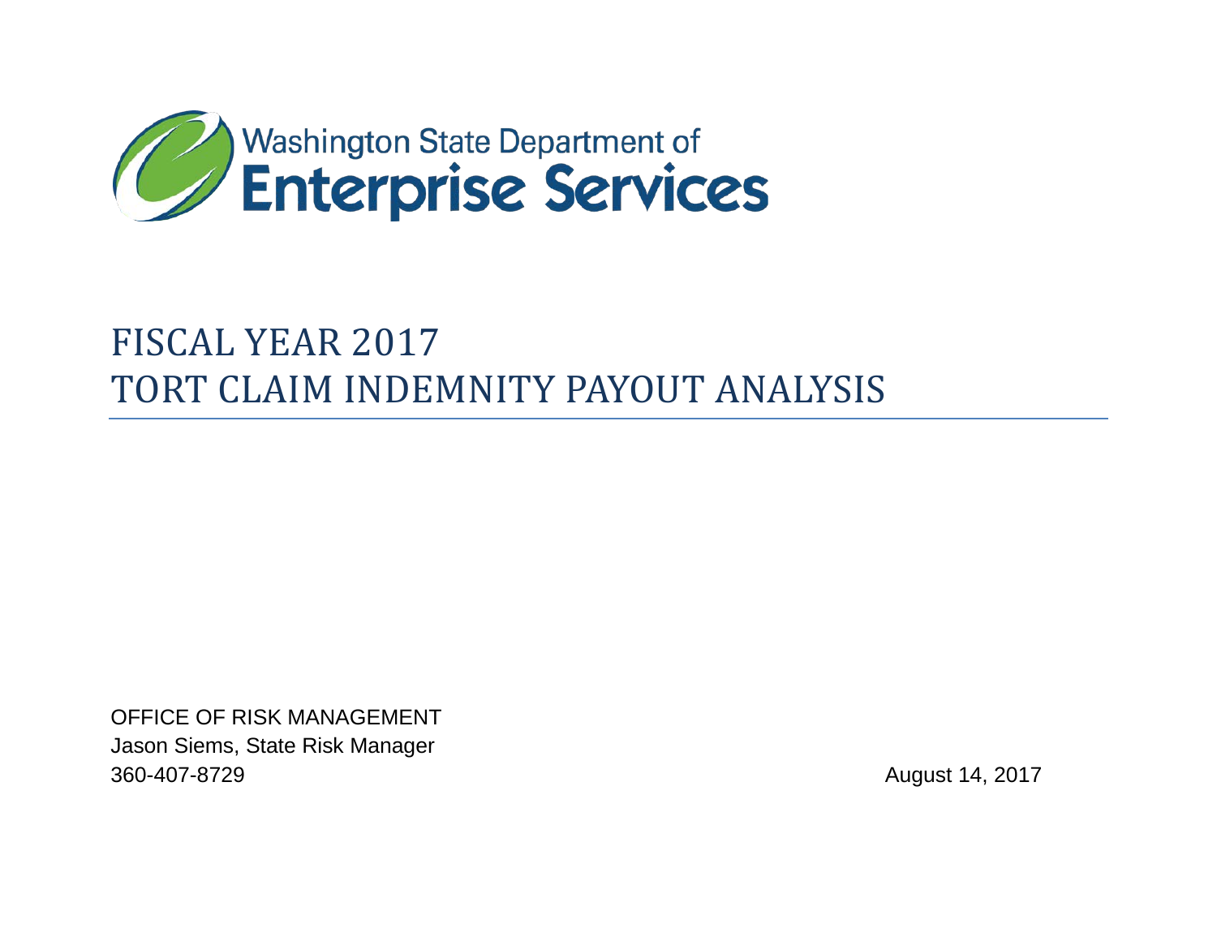Washington State Department of
**Enterprise Services**

# FISCAL YEAR 2017
# TORT CLAIM INDEMNITY PAYOUT ANALYSIS

OFFICE OF RISK MANAGEMENT
Jason Siems, State Risk Manager
360-407-8729

August 14, 2017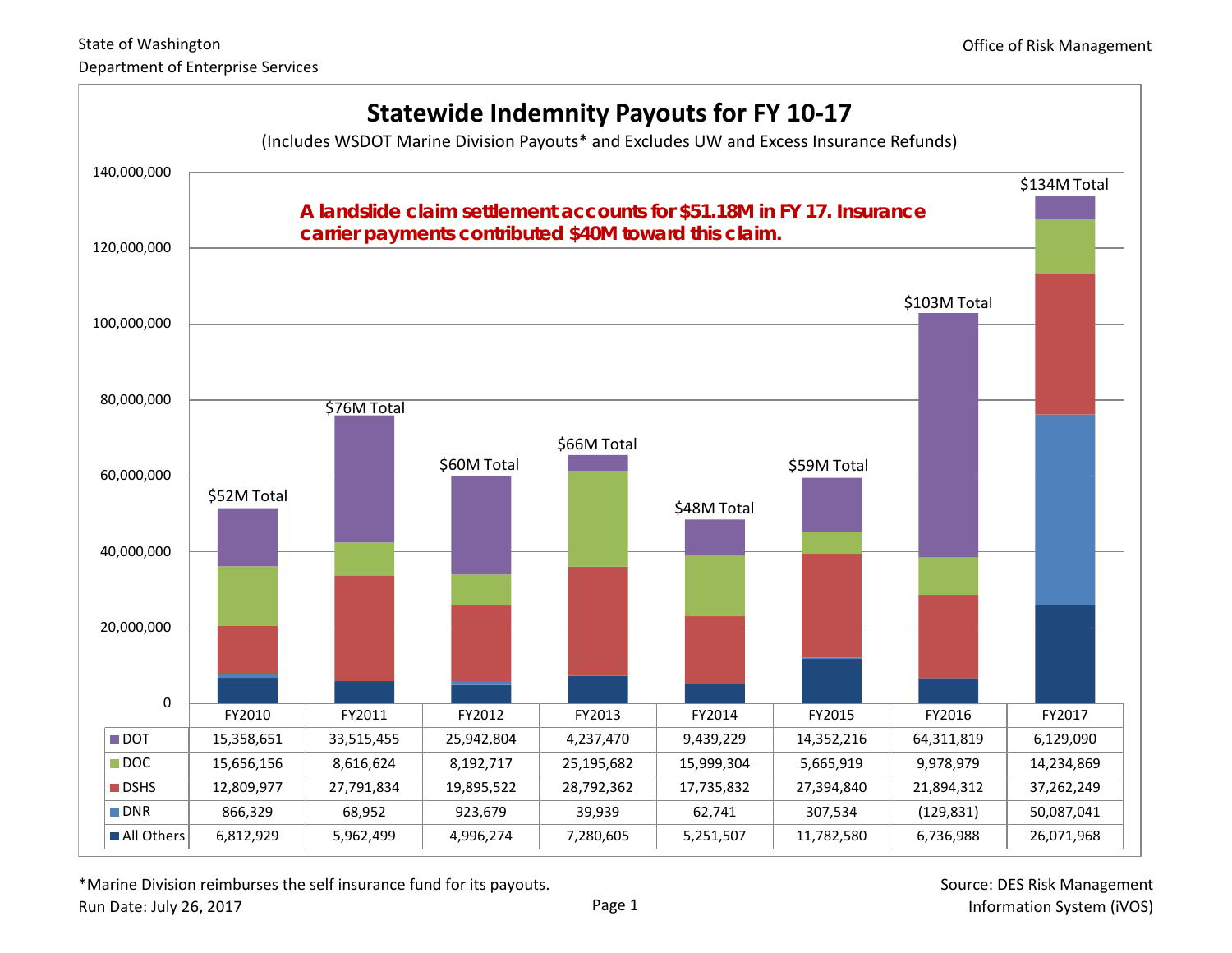State of Washington
Department of Enterprise Services

Office of Risk Management

# Statewide Indemnity Payouts for FY 10-17

(Includes WSDOT Marine Division Payouts* and Excludes UW and Excess Insurance Refunds)

**A landslide claim settlement accounts for $51.18M in FY 17. Insurance carrier payments contributed $40M toward this claim.**

| | FY2010 | FY2011 | FY2012 | FY2013 | FY2014 | FY2015 | FY2016 | FY2017 |
|---|---|---|---|---|---|---|---|---|
| Total | $52M Total | $76M Total | $60M Total | $66M Total | $48M Total | $59M Total | $103M Total | $134M Total |
| DOT | 15,358,651 | 33,515,455 | 25,942,804 | 4,237,470 | 9,439,229 | 14,352,216 | 64,311,819 | 6,129,090 |
| DOC | 15,656,156 | 8,616,624 | 8,192,717 | 25,195,682 | 15,999,304 | 5,665,919 | 9,978,979 | 14,234,869 |
| DSHS | 12,809,977 | 27,791,834 | 19,895,522 | 28,792,362 | 17,735,832 | 27,394,840 | 21,894,312 | 37,262,249 |
| DNR | 866,329 | 68,952 | 923,679 | 39,939 | 62,741 | 307,534 | (129,831) | 50,087,041 |
| All Others | 6,812,929 | 5,962,499 | 4,996,274 | 7,280,605 | 5,251,507 | 11,782,580 | 6,736,988 | 26,071,968 |

*Marine Division reimburses the self insurance fund for its payouts.

Run Date: July 26, 2017

Source: DES Risk Management Information System (iVOS)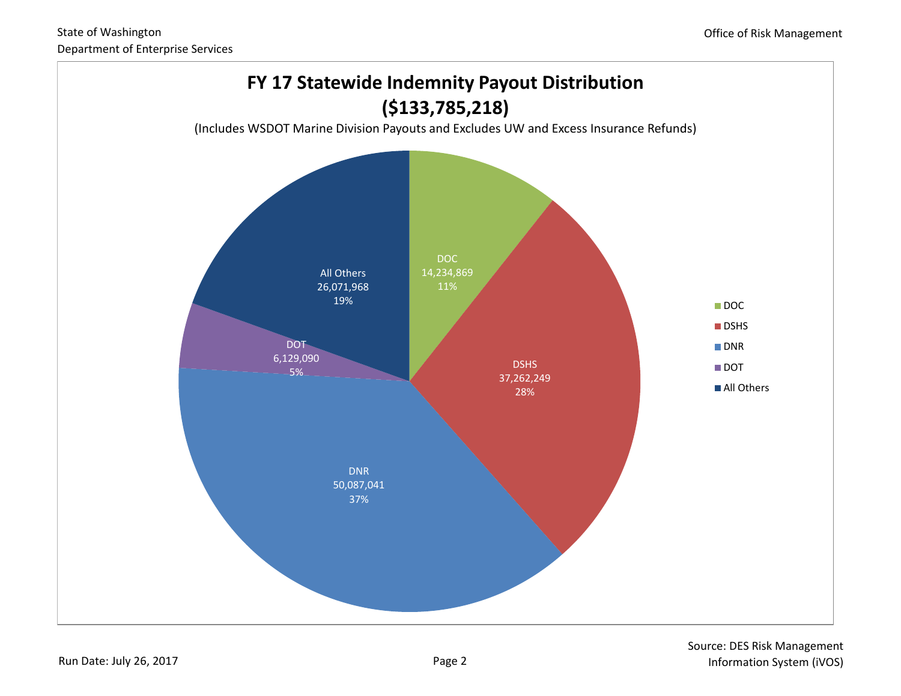State of Washington
Department of Enterprise Services

Office of Risk Management

# FY 17 Statewide Indemnity Payout Distribution
## ($133,785,218)

(Includes WSDOT Marine Division Payouts and Excludes UW and Excess Insurance Refunds)

| Agency | Payout | Percent |
|---|---|---|
| DOC | 14,234,869 | 11% |
| DSHS | 37,262,249 | 28% |
| DNR | 50,087,041 | 37% |
| DOT | 6,129,090 | 5% |
| All Others | 26,071,968 | 19% |

Run Date: July 26, 2017

Source: DES Risk Management Information System (iVOS)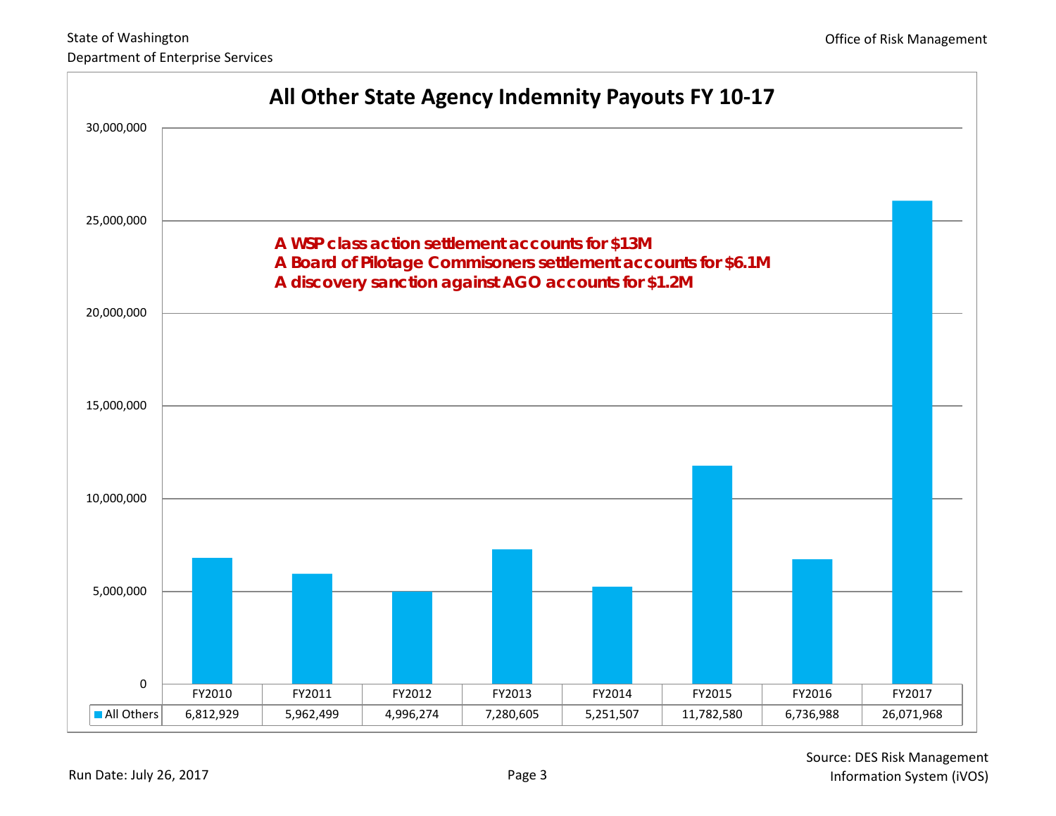# All Other State Agency Indemnity Payouts FY 10-17

A WSP class action settlement accounts for $13M
A Board of Pilotage Commisoners settlement accounts for $6.1M
A discovery sanction against AGO accounts for $1.2M

| | FY2010 | FY2011 | FY2012 | FY2013 | FY2014 | FY2015 | FY2016 | FY2017 |
|---|---|---|---|---|---|---|---|---|
| All Others | 6,812,929 | 5,962,499 | 4,996,274 | 7,280,605 | 5,251,507 | 11,782,580 | 6,736,988 | 26,071,968 |

Source: DES Risk Management Information System (iVOS)

Run Date: July 26, 2017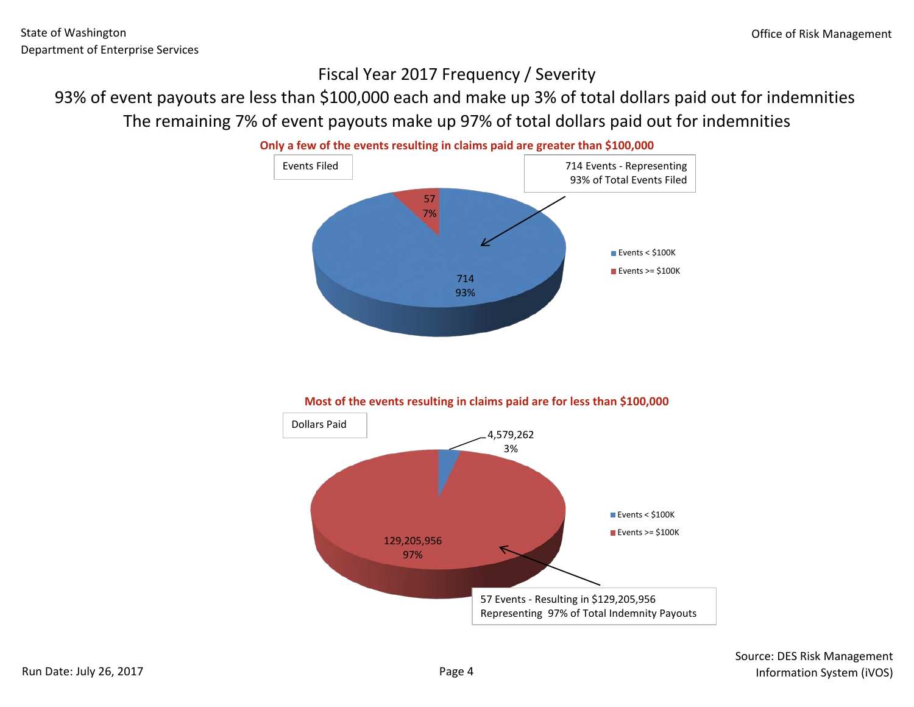# Fiscal Year 2017 Frequency / Severity

## 93% of event payouts are less than $100,000 each and make up 3% of total dollars paid out for indemnities

## The remaining 7% of event payouts make up 97% of total dollars paid out for indemnities

**Only a few of the events resulting in claims paid are greater than $100,000**

Events Filed

714 Events - Representing 93% of Total Events Filed

| | Events | Percent |
|---|---|---|
| Events < $100K | 714 | 93% |
| Events >= $100K | 57 | 7% |

**Most of the events resulting in claims paid are for less than $100,000**

Dollars Paid

57 Events - Resulting in $129,205,956 Representing 97% of Total Indemnity Payouts

| | Dollars | Percent |
|---|---|---|
| Events < $100K | 4,579,262 | 3% |
| Events >= $100K | 129,205,956 | 97% |

Run Date: July 26, 2017

Source: DES Risk Management Information System (iVOS)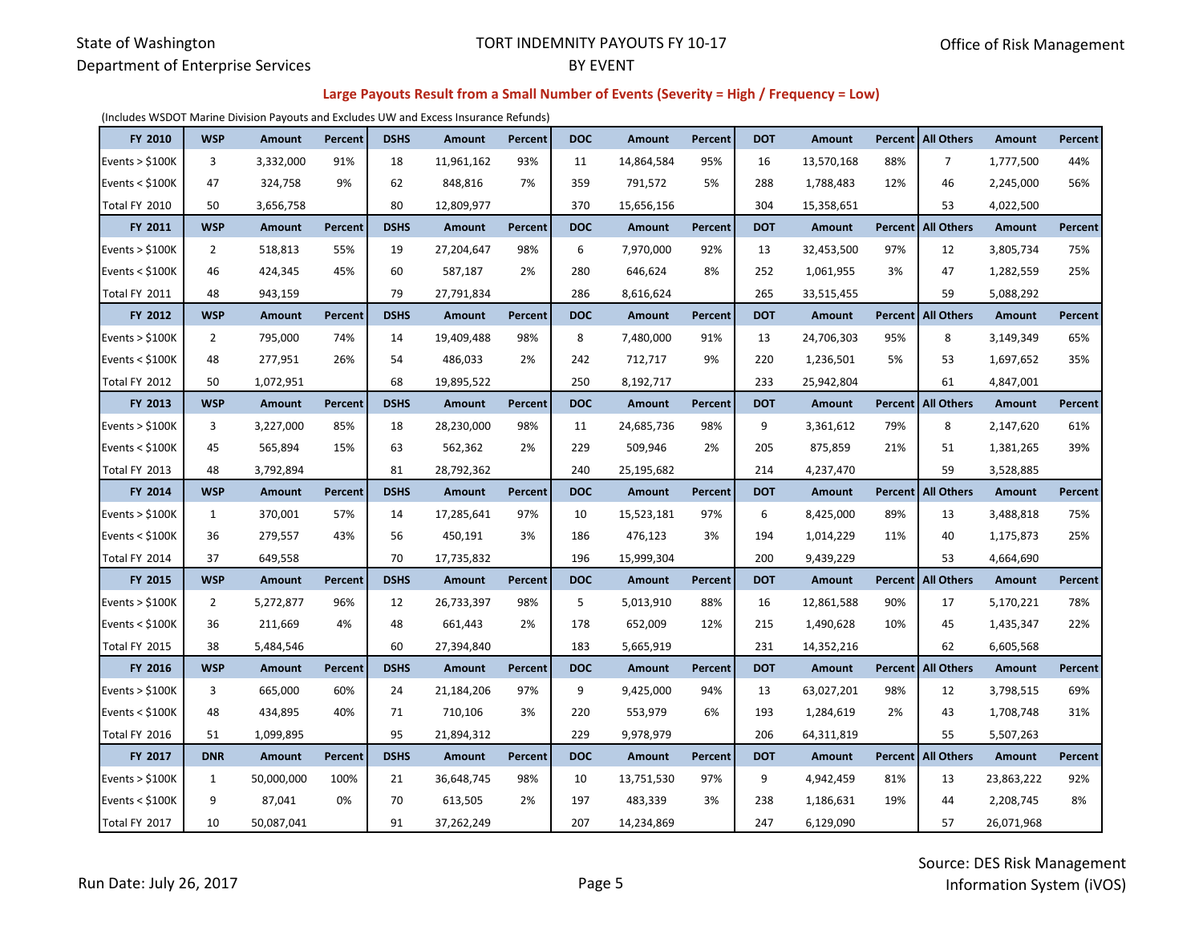State of Washington
Department of Enterprise Services

TORT INDEMNITY PAYOUTS FY 10-17
BY EVENT

Office of Risk Management

**Large Payouts Result from a Small Number of Events (Severity = High / Frequency = Low)**

(Includes WSDOT Marine Division Payouts and Excludes UW and Excess Insurance Refunds)

| FY 2010 | WSP | Amount | Percent | DSHS | Amount | Percent | DOC | Amount | Percent | DOT | Amount | Percent | All Others | Amount | Percent |
|---|---|---|---|---|---|---|---|---|---|---|---|---|---|---|---|
| Events > $100K | 3 | 3,332,000 | 91% | 18 | 11,961,162 | 93% | 11 | 14,864,584 | 95% | 16 | 13,570,168 | 88% | 7 | 1,777,500 | 44% |
| Events < $100K | 47 | 324,758 | 9% | 62 | 848,816 | 7% | 359 | 791,572 | 5% | 288 | 1,788,483 | 12% | 46 | 2,245,000 | 56% |
| Total FY 2010 | 50 | 3,656,758 | | 80 | 12,809,977 | | 370 | 15,656,156 | | 304 | 15,358,651 | | 53 | 4,022,500 | |
| **FY 2011** | **WSP** | **Amount** | **Percent** | **DSHS** | **Amount** | **Percent** | **DOC** | **Amount** | **Percent** | **DOT** | **Amount** | **Percent** | **All Others** | **Amount** | **Percent** |
| Events > $100K | 2 | 518,813 | 55% | 19 | 27,204,647 | 98% | 6 | 7,970,000 | 92% | 13 | 32,453,500 | 97% | 12 | 3,805,734 | 75% |
| Events < $100K | 46 | 424,345 | 45% | 60 | 587,187 | 2% | 280 | 646,624 | 8% | 252 | 1,061,955 | 3% | 47 | 1,282,559 | 25% |
| Total FY 2011 | 48 | 943,159 | | 79 | 27,791,834 | | 286 | 8,616,624 | | 265 | 33,515,455 | | 59 | 5,088,292 | |
| **FY 2012** | **WSP** | **Amount** | **Percent** | **DSHS** | **Amount** | **Percent** | **DOC** | **Amount** | **Percent** | **DOT** | **Amount** | **Percent** | **All Others** | **Amount** | **Percent** |
| Events > $100K | 2 | 795,000 | 74% | 14 | 19,409,488 | 98% | 8 | 7,480,000 | 91% | 13 | 24,706,303 | 95% | 8 | 3,149,349 | 65% |
| Events < $100K | 48 | 277,951 | 26% | 54 | 486,033 | 2% | 242 | 712,717 | 9% | 220 | 1,236,501 | 5% | 53 | 1,697,652 | 35% |
| Total FY 2012 | 50 | 1,072,951 | | 68 | 19,895,522 | | 250 | 8,192,717 | | 233 | 25,942,804 | | 61 | 4,847,001 | |
| **FY 2013** | **WSP** | **Amount** | **Percent** | **DSHS** | **Amount** | **Percent** | **DOC** | **Amount** | **Percent** | **DOT** | **Amount** | **Percent** | **All Others** | **Amount** | **Percent** |
| Events > $100K | 3 | 3,227,000 | 85% | 18 | 28,230,000 | 98% | 11 | 24,685,736 | 98% | 9 | 3,361,612 | 79% | 8 | 2,147,620 | 61% |
| Events < $100K | 45 | 565,894 | 15% | 63 | 562,362 | 2% | 229 | 509,946 | 2% | 205 | 875,859 | 21% | 51 | 1,381,265 | 39% |
| Total FY 2013 | 48 | 3,792,894 | | 81 | 28,792,362 | | 240 | 25,195,682 | | 214 | 4,237,470 | | 59 | 3,528,885 | |
| **FY 2014** | **WSP** | **Amount** | **Percent** | **DSHS** | **Amount** | **Percent** | **DOC** | **Amount** | **Percent** | **DOT** | **Amount** | **Percent** | **All Others** | **Amount** | **Percent** |
| Events > $100K | 1 | 370,001 | 57% | 14 | 17,285,641 | 97% | 10 | 15,523,181 | 97% | 6 | 8,425,000 | 89% | 13 | 3,488,818 | 75% |
| Events < $100K | 36 | 279,557 | 43% | 56 | 450,191 | 3% | 186 | 476,123 | 3% | 194 | 1,014,229 | 11% | 40 | 1,175,873 | 25% |
| Total FY 2014 | 37 | 649,558 | | 70 | 17,735,832 | | 196 | 15,999,304 | | 200 | 9,439,229 | | 53 | 4,664,690 | |
| **FY 2015** | **WSP** | **Amount** | **Percent** | **DSHS** | **Amount** | **Percent** | **DOC** | **Amount** | **Percent** | **DOT** | **Amount** | **Percent** | **All Others** | **Amount** | **Percent** |
| Events > $100K | 2 | 5,272,877 | 96% | 12 | 26,733,397 | 98% | 5 | 5,013,910 | 88% | 16 | 12,861,588 | 90% | 17 | 5,170,221 | 78% |
| Events < $100K | 36 | 211,669 | 4% | 48 | 661,443 | 2% | 178 | 652,009 | 12% | 215 | 1,490,628 | 10% | 45 | 1,435,347 | 22% |
| Total FY 2015 | 38 | 5,484,546 | | 60 | 27,394,840 | | 183 | 5,665,919 | | 231 | 14,352,216 | | 62 | 6,605,568 | |
| **FY 2016** | **WSP** | **Amount** | **Percent** | **DSHS** | **Amount** | **Percent** | **DOC** | **Amount** | **Percent** | **DOT** | **Amount** | **Percent** | **All Others** | **Amount** | **Percent** |
| Events > $100K | 3 | 665,000 | 60% | 24 | 21,184,206 | 97% | 9 | 9,425,000 | 94% | 13 | 63,027,201 | 98% | 12 | 3,798,515 | 69% |
| Events < $100K | 48 | 434,895 | 40% | 71 | 710,106 | 3% | 220 | 553,979 | 6% | 193 | 1,284,619 | 2% | 43 | 1,708,748 | 31% |
| Total FY 2016 | 51 | 1,099,895 | | 95 | 21,894,312 | | 229 | 9,978,979 | | 206 | 64,311,819 | | 55 | 5,507,263 | |
| **FY 2017** | **DNR** | **Amount** | **Percent** | **DSHS** | **Amount** | **Percent** | **DOC** | **Amount** | **Percent** | **DOT** | **Amount** | **Percent** | **All Others** | **Amount** | **Percent** |
| Events > $100K | 1 | 50,000,000 | 100% | 21 | 36,648,745 | 98% | 10 | 13,751,530 | 97% | 9 | 4,942,459 | 81% | 13 | 23,863,222 | 92% |
| Events < $100K | 9 | 87,041 | 0% | 70 | 613,505 | 2% | 197 | 483,339 | 3% | 238 | 1,186,631 | 19% | 44 | 2,208,745 | 8% |
| Total FY 2017 | 10 | 50,087,041 | | 91 | 37,262,249 | | 207 | 14,234,869 | | 247 | 6,129,090 | | 57 | 26,071,968 | |

Run Date: July 26, 2017

Source: DES Risk Management Information System (iVOS)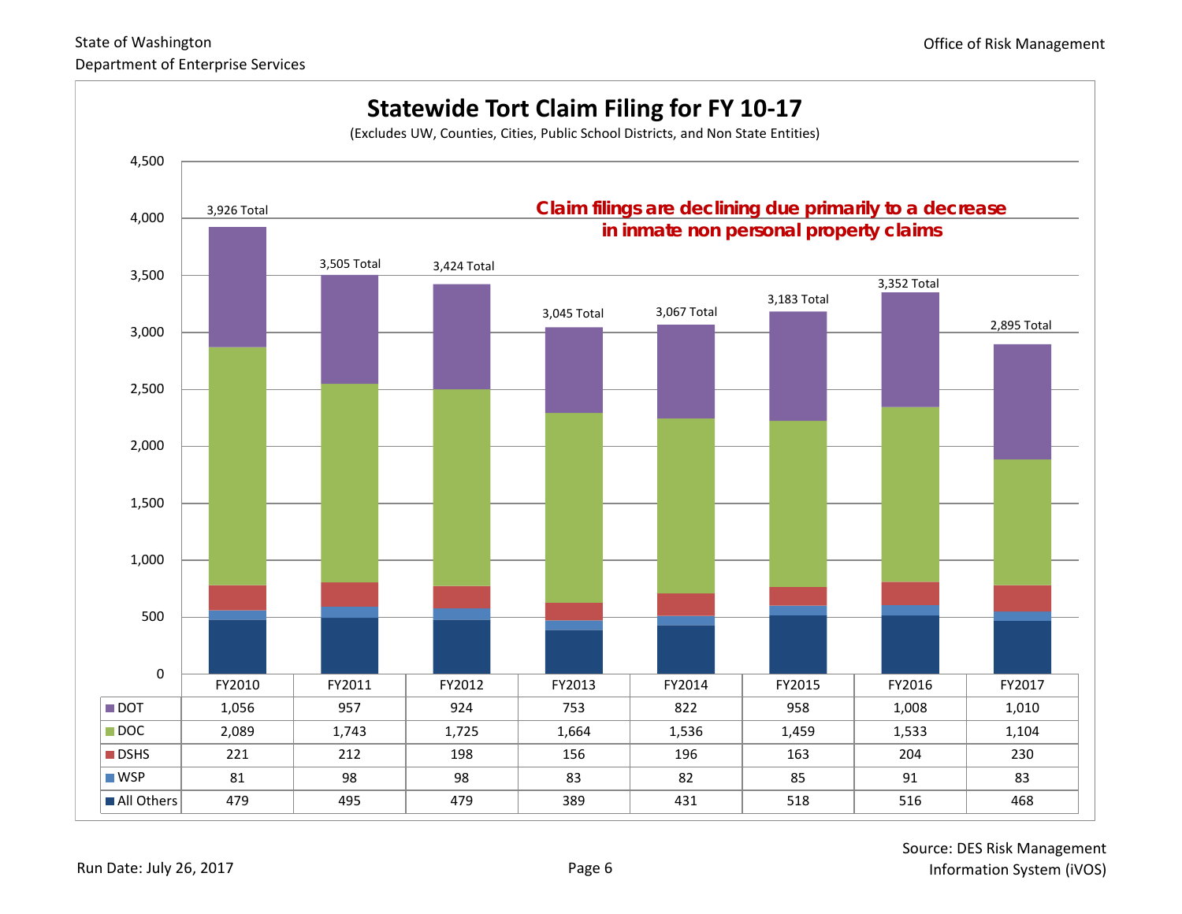# Statewide Tort Claim Filing for FY 10-17

(Excludes UW, Counties, Cities, Public School Districts, and Non State Entities)

**Claim filings are declining due primarily to a decrease in inmate non personal property claims**

| | FY2010 | FY2011 | FY2012 | FY2013 | FY2014 | FY2015 | FY2016 | FY2017 |
|---|---|---|---|---|---|---|---|---|
| DOT | 1,056 | 957 | 924 | 753 | 822 | 958 | 1,008 | 1,010 |
| DOC | 2,089 | 1,743 | 1,725 | 1,664 | 1,536 | 1,459 | 1,533 | 1,104 |
| DSHS | 221 | 212 | 198 | 156 | 196 | 163 | 204 | 230 |
| WSP | 81 | 98 | 98 | 83 | 82 | 85 | 91 | 83 |
| All Others | 479 | 495 | 479 | 389 | 431 | 518 | 516 | 468 |
| Total | 3,926 | 3,505 | 3,424 | 3,045 | 3,067 | 3,183 | 3,352 | 2,895 |

Source: DES Risk Management Information System (iVOS)

Run Date: July 26, 2017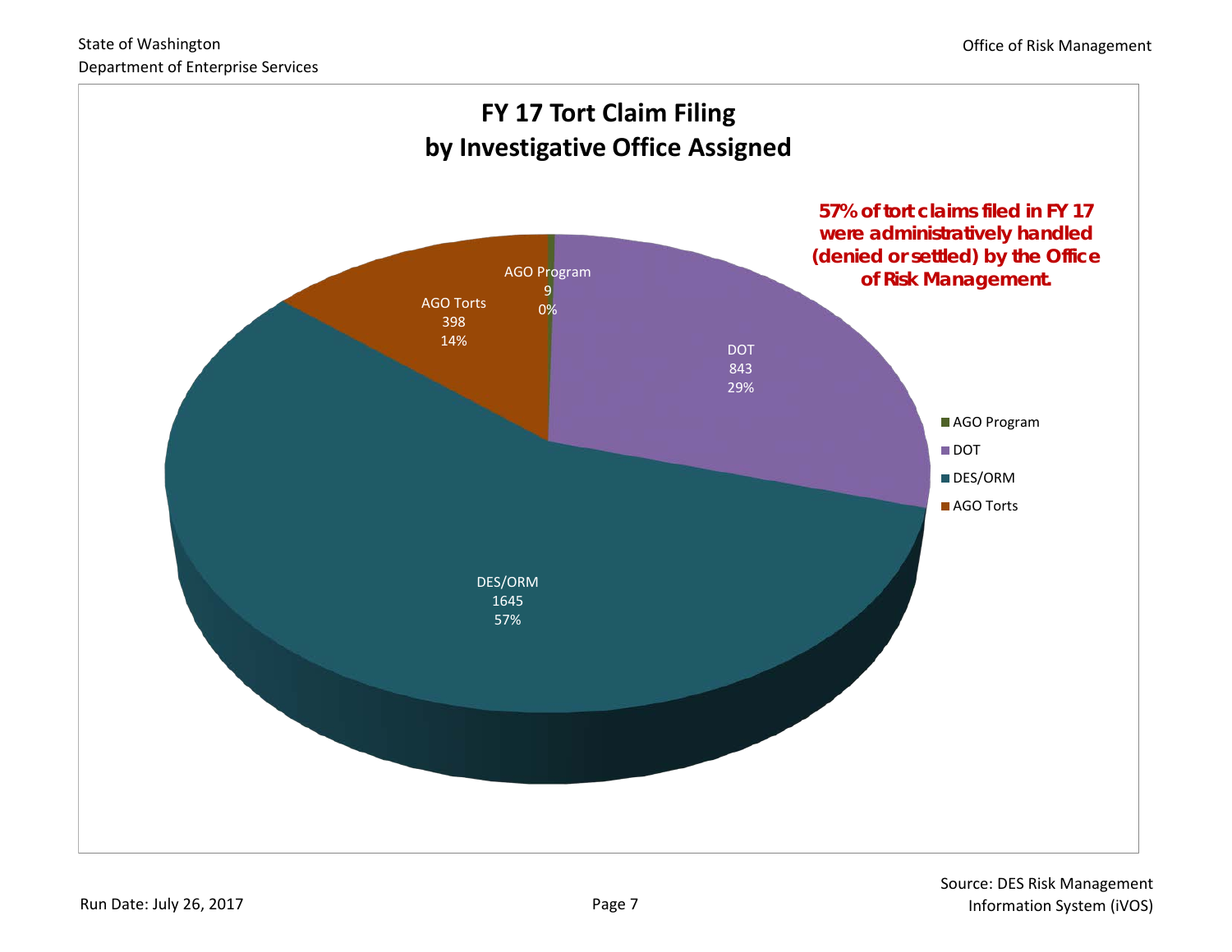# FY 17 Tort Claim Filing by Investigative Office Assigned

**57% of tort claims filed in FY 17 were administratively handled (denied or settled) by the Office of Risk Management.**

| Investigative Office | Claims | Percent |
|---|---|---|
| AGO Program | 9 | 0% |
| DOT | 843 | 29% |
| DES/ORM | 1645 | 57% |
| AGO Torts | 398 | 14% |

Source: DES Risk Management Information System (iVOS)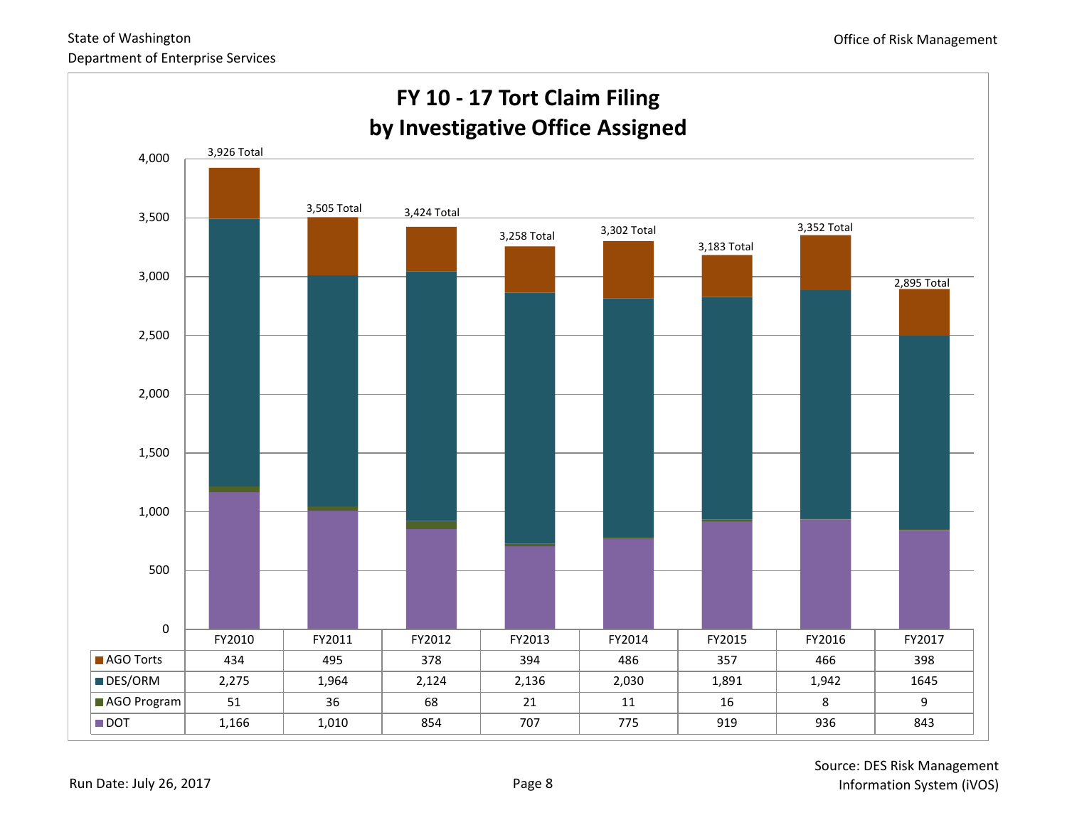# FY 10 - 17 Tort Claim Filing by Investigative Office Assigned

| | FY2010 | FY2011 | FY2012 | FY2013 | FY2014 | FY2015 | FY2016 | FY2017 |
|---|---|---|---|---|---|---|---|---|
| AGO Torts | 434 | 495 | 378 | 394 | 486 | 357 | 466 | 398 |
| DES/ORM | 2,275 | 1,964 | 2,124 | 2,136 | 2,030 | 1,891 | 1,942 | 1645 |
| AGO Program | 51 | 36 | 68 | 21 | 11 | 16 | 8 | 9 |
| DOT | 1,166 | 1,010 | 854 | 707 | 775 | 919 | 936 | 843 |
| Total | 3,926 | 3,505 | 3,424 | 3,258 | 3,302 | 3,183 | 3,352 | 2,895 |

Source: DES Risk Management Information System (iVOS)

Run Date: July 26, 2017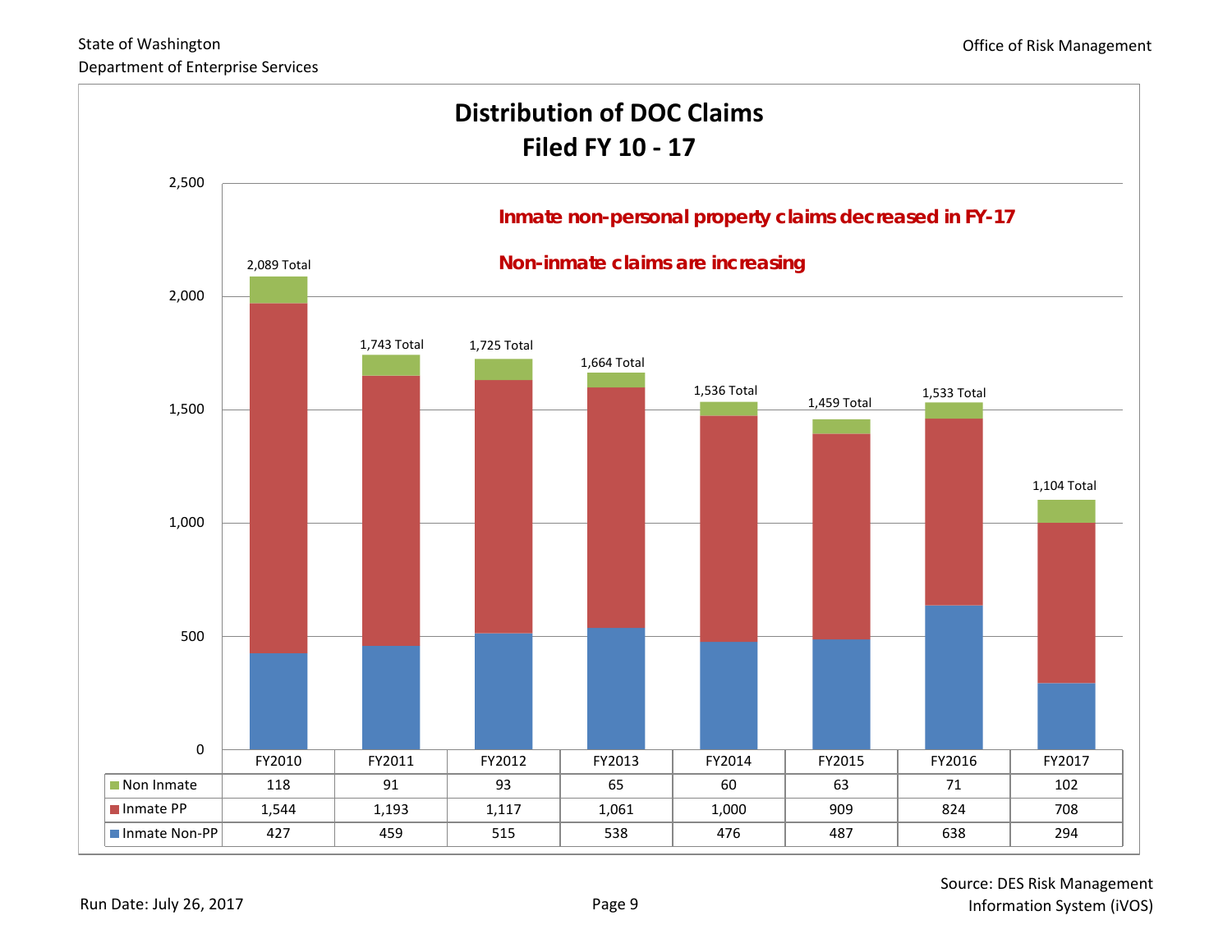# Distribution of DOC Claims Filed FY 10 - 17

**Inmate non-personal property claims decreased in FY-17**

**Non-inmate claims are increasing**

| | FY2010 | FY2011 | FY2012 | FY2013 | FY2014 | FY2015 | FY2016 | FY2017 |
|---|---|---|---|---|---|---|---|---|
| Non Inmate | 118 | 91 | 93 | 65 | 60 | 63 | 71 | 102 |
| Inmate PP | 1,544 | 1,193 | 1,117 | 1,061 | 1,000 | 909 | 824 | 708 |
| Inmate Non-PP | 427 | 459 | 515 | 538 | 476 | 487 | 638 | 294 |
| Total | 2,089 | 1,743 | 1,725 | 1,664 | 1,536 | 1,459 | 1,533 | 1,104 |

Source: DES Risk Management Information System (iVOS)

Run Date: July 26, 2017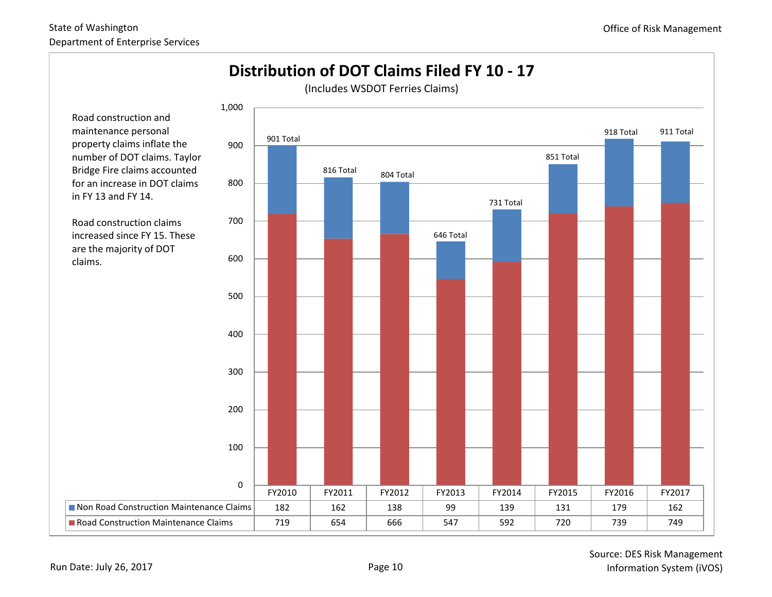# Distribution of DOT Claims Filed FY 10 - 17

(Includes WSDOT Ferries Claims)

Road construction and maintenance personal property claims inflate the number of DOT claims. Taylor Bridge Fire claims accounted for an increase in DOT claims in FY 13 and FY 14.

Road construction claims increased since FY 15. These are the majority of DOT claims.

| | FY2010 | FY2011 | FY2012 | FY2013 | FY2014 | FY2015 | FY2016 | FY2017 |
|---|---|---|---|---|---|---|---|---|
| Non Road Construction Maintenance Claims | 182 | 162 | 138 | 99 | 139 | 131 | 179 | 162 |
| Road Construction Maintenance Claims | 719 | 654 | 666 | 547 | 592 | 720 | 739 | 749 |
| Total | 901 | 816 | 804 | 646 | 731 | 851 | 918 | 911 |

Run Date: July 26, 2017

Source: DES Risk Management Information System (iVOS)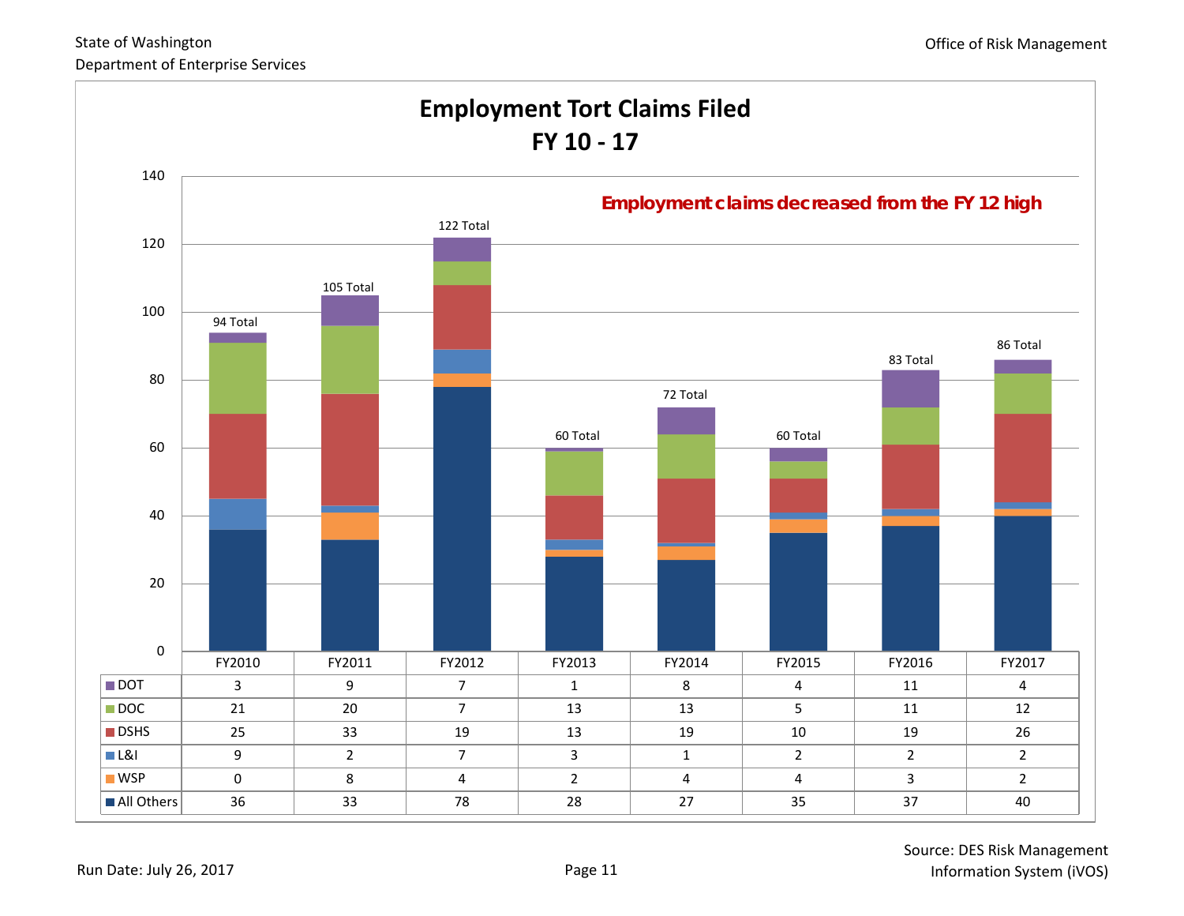State of Washington
Department of Enterprise Services

Office of Risk Management

# Employment Tort Claims Filed
## FY 10 - 17

**Employment claims decreased from the FY 12 high**

| | FY2010 | FY2011 | FY2012 | FY2013 | FY2014 | FY2015 | FY2016 | FY2017 |
|---|---|---|---|---|---|---|---|---|
| DOT | 3 | 9 | 7 | 1 | 8 | 4 | 11 | 4 |
| DOC | 21 | 20 | 7 | 13 | 13 | 5 | 11 | 12 |
| DSHS | 25 | 33 | 19 | 13 | 19 | 10 | 19 | 26 |
| L&I | 9 | 2 | 7 | 3 | 1 | 2 | 2 | 2 |
| WSP | 0 | 8 | 4 | 2 | 4 | 4 | 3 | 2 |
| All Others | 36 | 33 | 78 | 28 | 27 | 35 | 37 | 40 |
| Total | 94 | 105 | 122 | 60 | 72 | 60 | 83 | 86 |

Run Date: July 26, 2017

Source: DES Risk Management Information System (iVOS)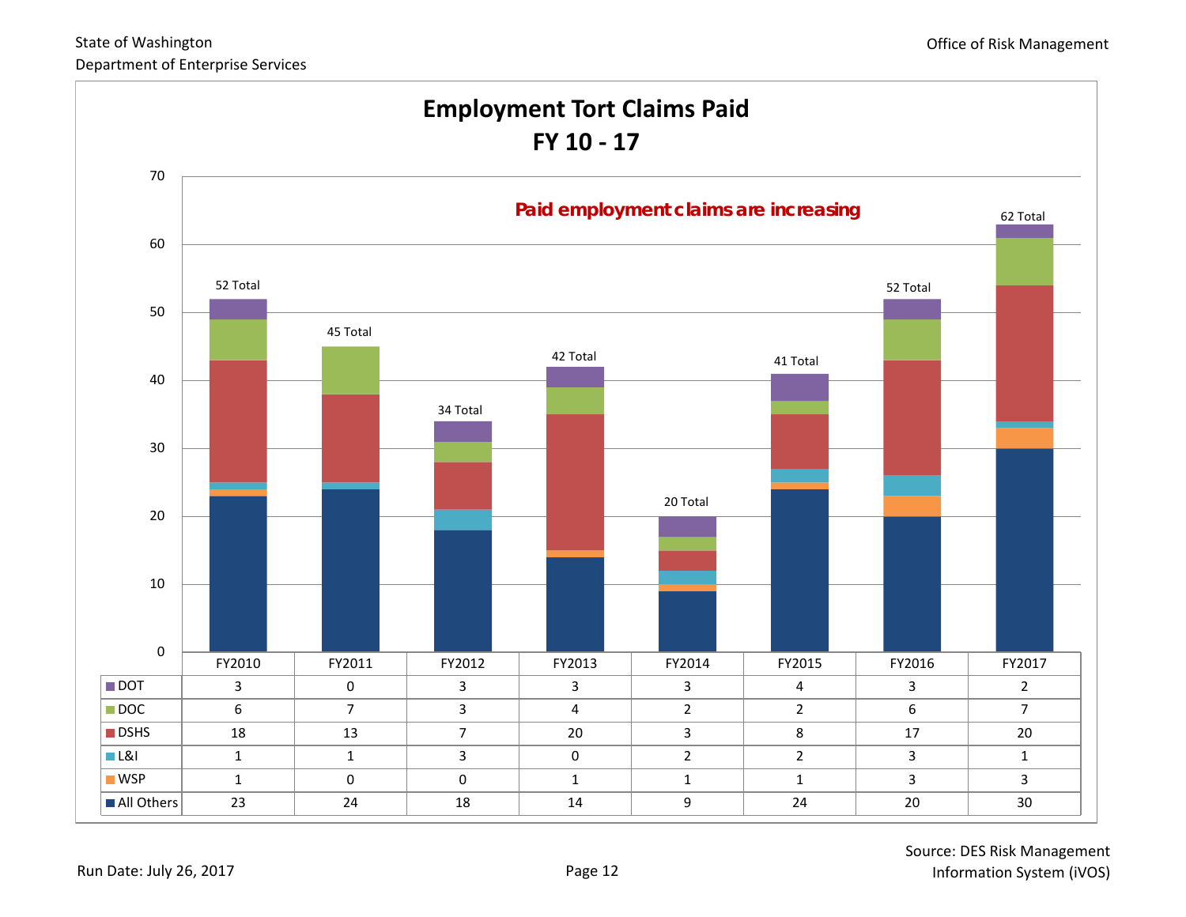# Employment Tort Claims Paid
## FY 10 - 17

**Paid employment claims are increasing**

| | FY2010 | FY2011 | FY2012 | FY2013 | FY2014 | FY2015 | FY2016 | FY2017 |
|---|---|---|---|---|---|---|---|---|
| DOT | 3 | 0 | 3 | 3 | 3 | 4 | 3 | 2 |
| DOC | 6 | 7 | 3 | 4 | 2 | 2 | 6 | 7 |
| DSHS | 18 | 13 | 7 | 20 | 3 | 8 | 17 | 20 |
| L&I | 1 | 1 | 3 | 0 | 2 | 2 | 3 | 1 |
| WSP | 1 | 0 | 0 | 1 | 1 | 1 | 3 | 3 |
| All Others | 23 | 24 | 18 | 14 | 9 | 24 | 20 | 30 |
| Total | 52 | 45 | 34 | 42 | 20 | 41 | 52 | 62 |

Source: DES Risk Management Information System (iVOS)

Run Date: July 26, 2017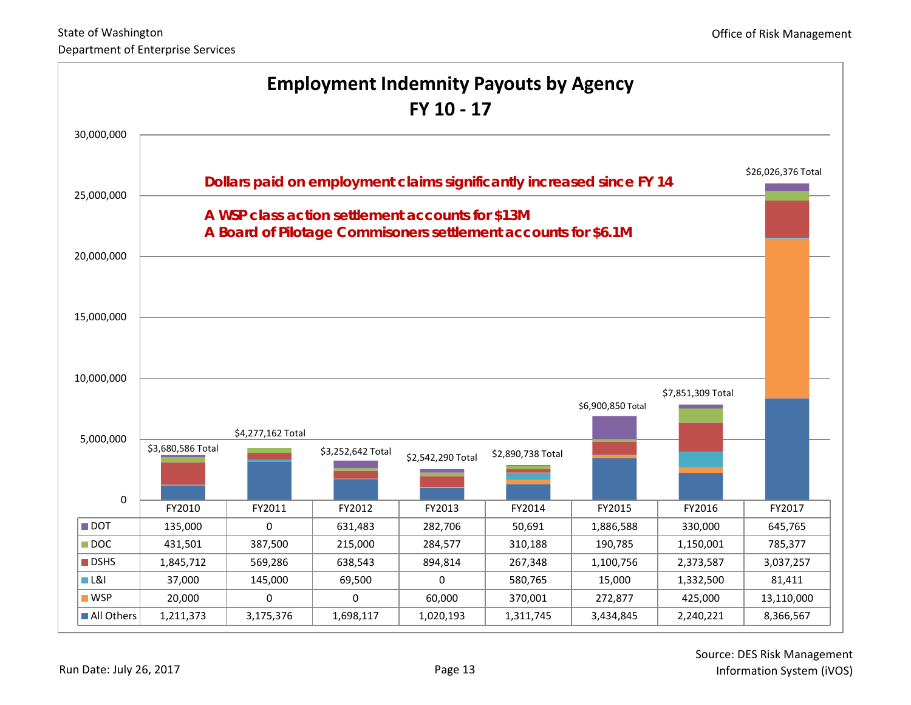## Employment Indemnity Payouts by Agency
## FY 10 - 17

**Dollars paid on employment claims significantly increased since FY 14**

**A WSP class action settlement accounts for $13M**
**A Board of Pilotage Commisoners settlement accounts for $6.1M**

| | FY2010 | FY2011 | FY2012 | FY2013 | FY2014 | FY2015 | FY2016 | FY2017 |
|---|---|---|---|---|---|---|---|---|
| DOT | 135,000 | 0 | 631,483 | 282,706 | 50,691 | 1,886,588 | 330,000 | 645,765 |
| DOC | 431,501 | 387,500 | 215,000 | 284,577 | 310,188 | 190,785 | 1,150,001 | 785,377 |
| DSHS | 1,845,712 | 569,286 | 638,543 | 894,814 | 267,348 | 1,100,756 | 2,373,587 | 3,037,257 |
| L&I | 37,000 | 145,000 | 69,500 | 0 | 580,765 | 15,000 | 1,332,500 | 81,411 |
| WSP | 20,000 | 0 | 0 | 60,000 | 370,001 | 272,877 | 425,000 | 13,110,000 |
| All Others | 1,211,373 | 3,175,376 | 1,698,117 | 1,020,193 | 1,311,745 | 3,434,845 | 2,240,221 | 8,366,567 |
| Total | $3,680,586 | $4,277,162 | $3,252,642 | $2,542,290 | $2,890,738 | $6,900,850 | $7,851,309 | $26,026,376 |

Source: DES Risk Management Information System (iVOS)

Run Date: July 26, 2017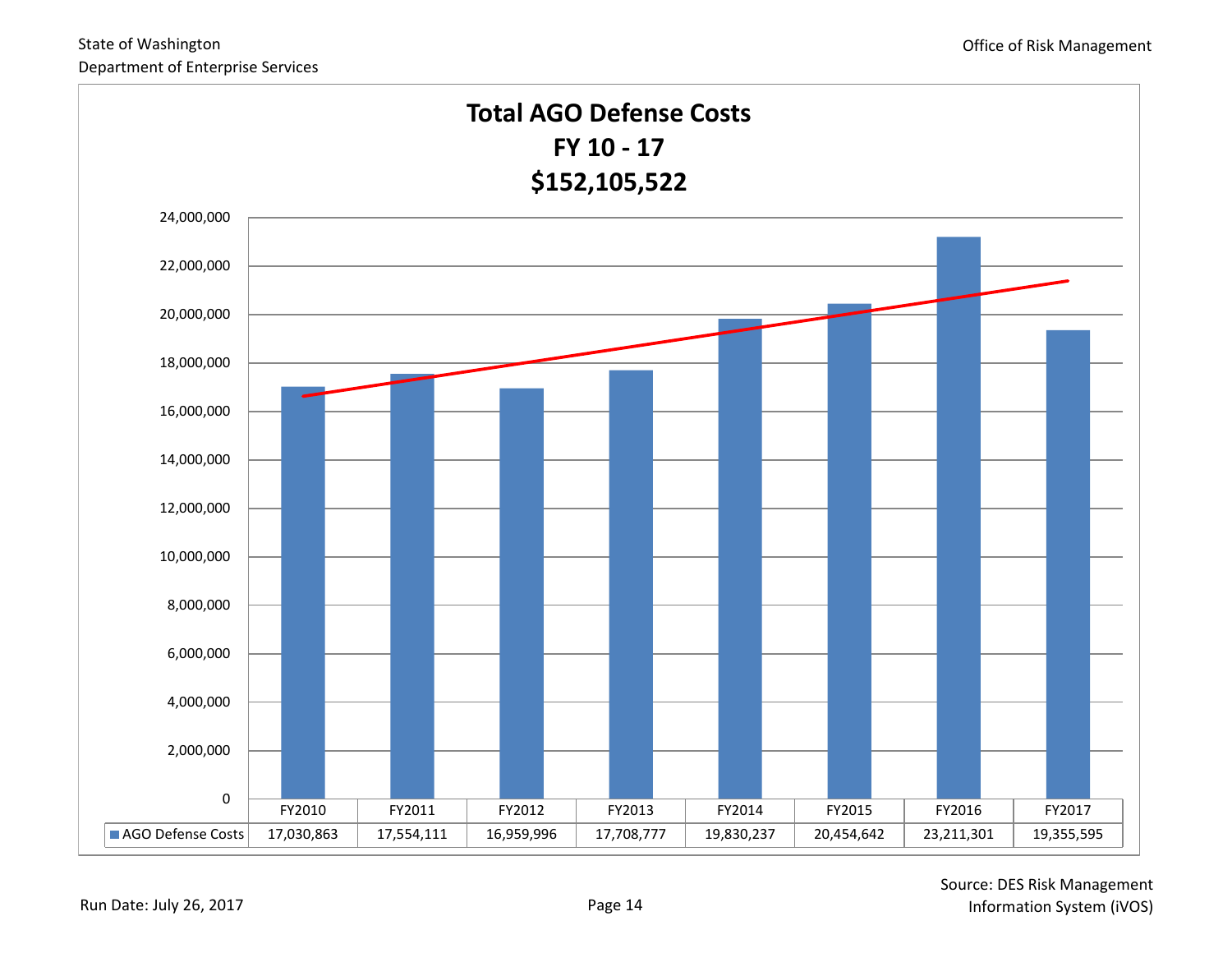# Total AGO Defense Costs
## FY 10 - 17
## $152,105,522

| | FY2010 | FY2011 | FY2012 | FY2013 | FY2014 | FY2015 | FY2016 | FY2017 |
|---|---|---|---|---|---|---|---|---|
| AGO Defense Costs | 17,030,863 | 17,554,111 | 16,959,996 | 17,708,777 | 19,830,237 | 20,454,642 | 23,211,301 | 19,355,595 |

Source: DES Risk Management Information System (iVOS)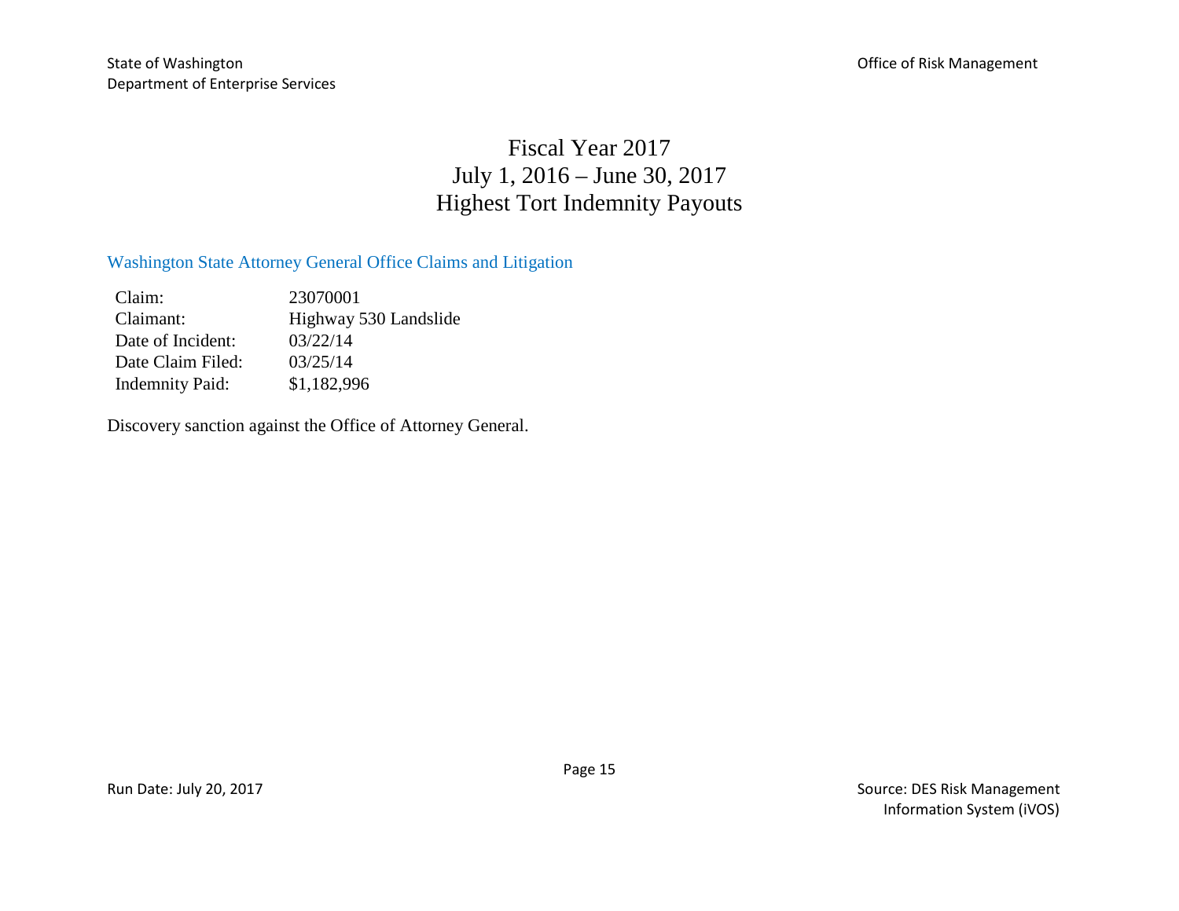# Fiscal Year 2017
# July 1, 2016 – June 30, 2017
# Highest Tort Indemnity Payouts

## Washington State Attorney General Office Claims and Litigation

| | |
|---|---|
| Claim: | 23070001 |
| Claimant: | Highway 530 Landslide |
| Date of Incident: | 03/22/14 |
| Date Claim Filed: | 03/25/14 |
| Indemnity Paid: | $1,182,996 |

Discovery sanction against the Office of Attorney General.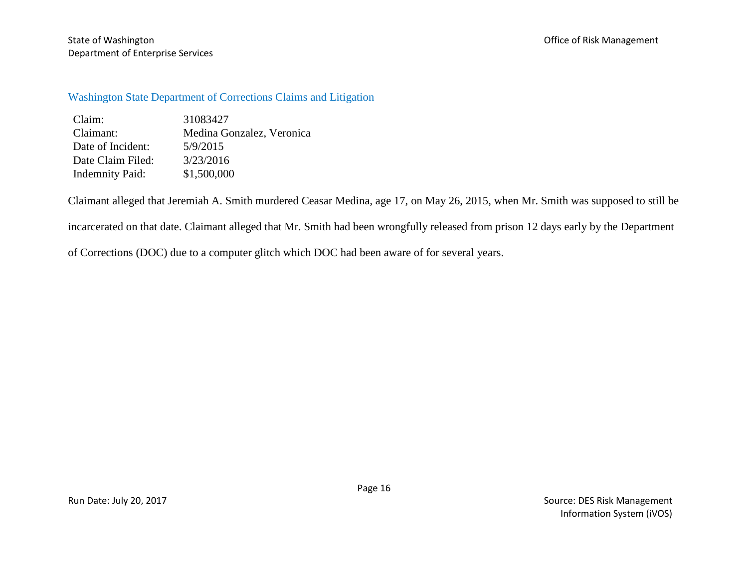## Washington State Department of Corrections Claims and Litigation

| | |
|---|---|
| Claim: | 31083427 |
| Claimant: | Medina Gonzalez, Veronica |
| Date of Incident: | 5/9/2015 |
| Date Claim Filed: | 3/23/2016 |
| Indemnity Paid: | $1,500,000 |

Claimant alleged that Jeremiah A. Smith murdered Ceasar Medina, age 17, on May 26, 2015, when Mr. Smith was supposed to still be incarcerated on that date. Claimant alleged that Mr. Smith had been wrongfully released from prison 12 days early by the Department of Corrections (DOC) due to a computer glitch which DOC had been aware of for several years.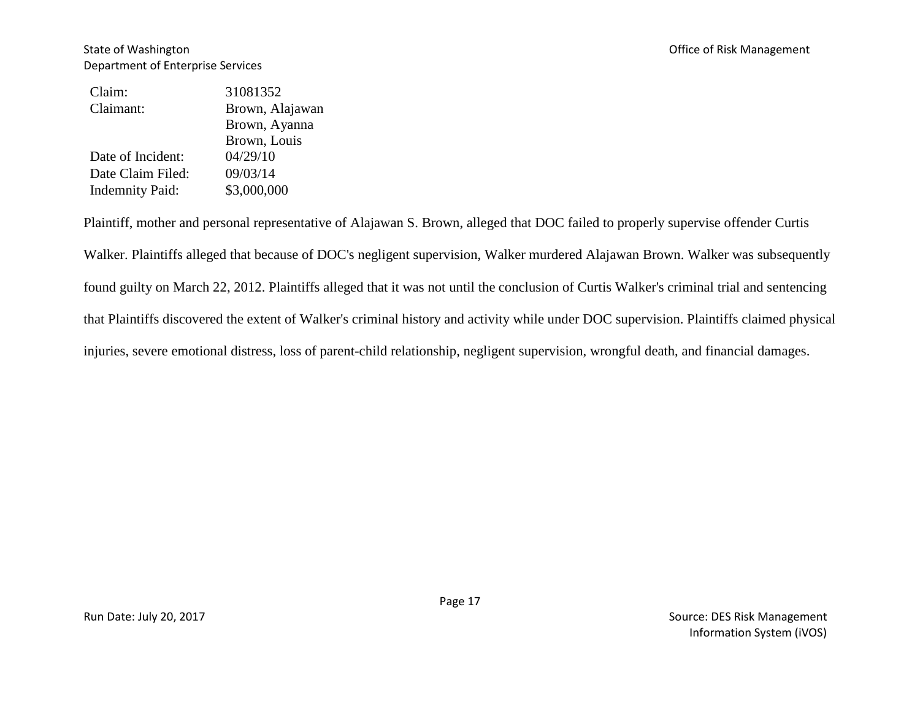| | |
|---|---|
| Claim: | 31081352 |
| Claimant: | Brown, Alajawan<br>Brown, Ayanna<br>Brown, Louis |
| Date of Incident: | 04/29/10 |
| Date Claim Filed: | 09/03/14 |
| Indemnity Paid: | $3,000,000 |

Plaintiff, mother and personal representative of Alajawan S. Brown, alleged that DOC failed to properly supervise offender Curtis Walker. Plaintiffs alleged that because of DOC's negligent supervision, Walker murdered Alajawan Brown. Walker was subsequently found guilty on March 22, 2012. Plaintiffs alleged that it was not until the conclusion of Curtis Walker's criminal trial and sentencing that Plaintiffs discovered the extent of Walker's criminal history and activity while under DOC supervision. Plaintiffs claimed physical injuries, severe emotional distress, loss of parent-child relationship, negligent supervision, wrongful death, and financial damages.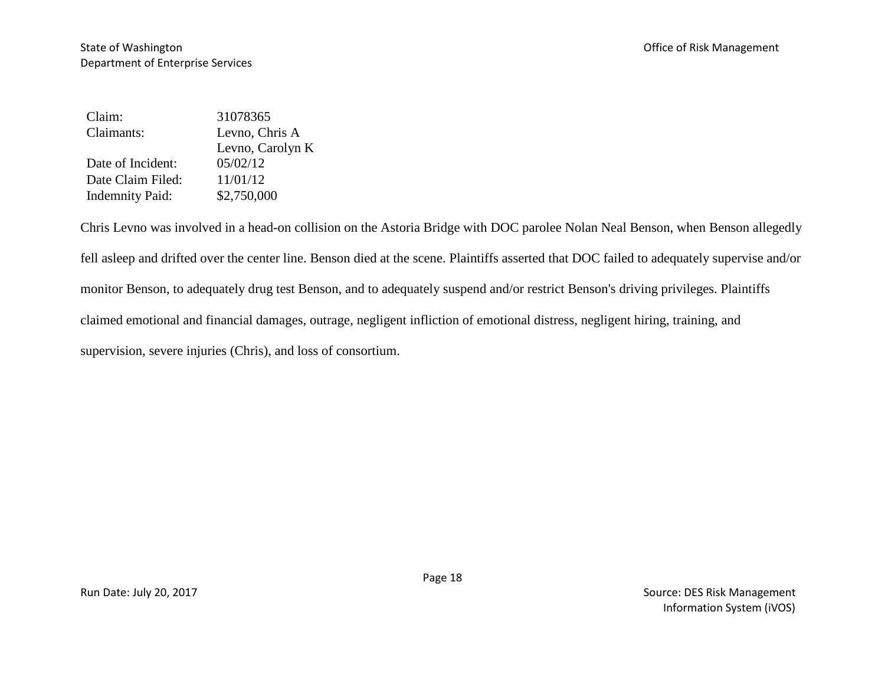| | |
|---|---|
| Claim: | 31078365 |
| Claimants: | Levno, Chris A |
| | Levno, Carolyn K |
| Date of Incident: | 05/02/12 |
| Date Claim Filed: | 11/01/12 |
| Indemnity Paid: | $2,750,000 |

Chris Levno was involved in a head-on collision on the Astoria Bridge with DOC parolee Nolan Neal Benson, when Benson allegedly fell asleep and drifted over the center line. Benson died at the scene. Plaintiffs asserted that DOC failed to adequately supervise and/or monitor Benson, to adequately drug test Benson, and to adequately suspend and/or restrict Benson's driving privileges. Plaintiffs claimed emotional and financial damages, outrage, negligent infliction of emotional distress, negligent hiring, training, and supervision, severe injuries (Chris), and loss of consortium.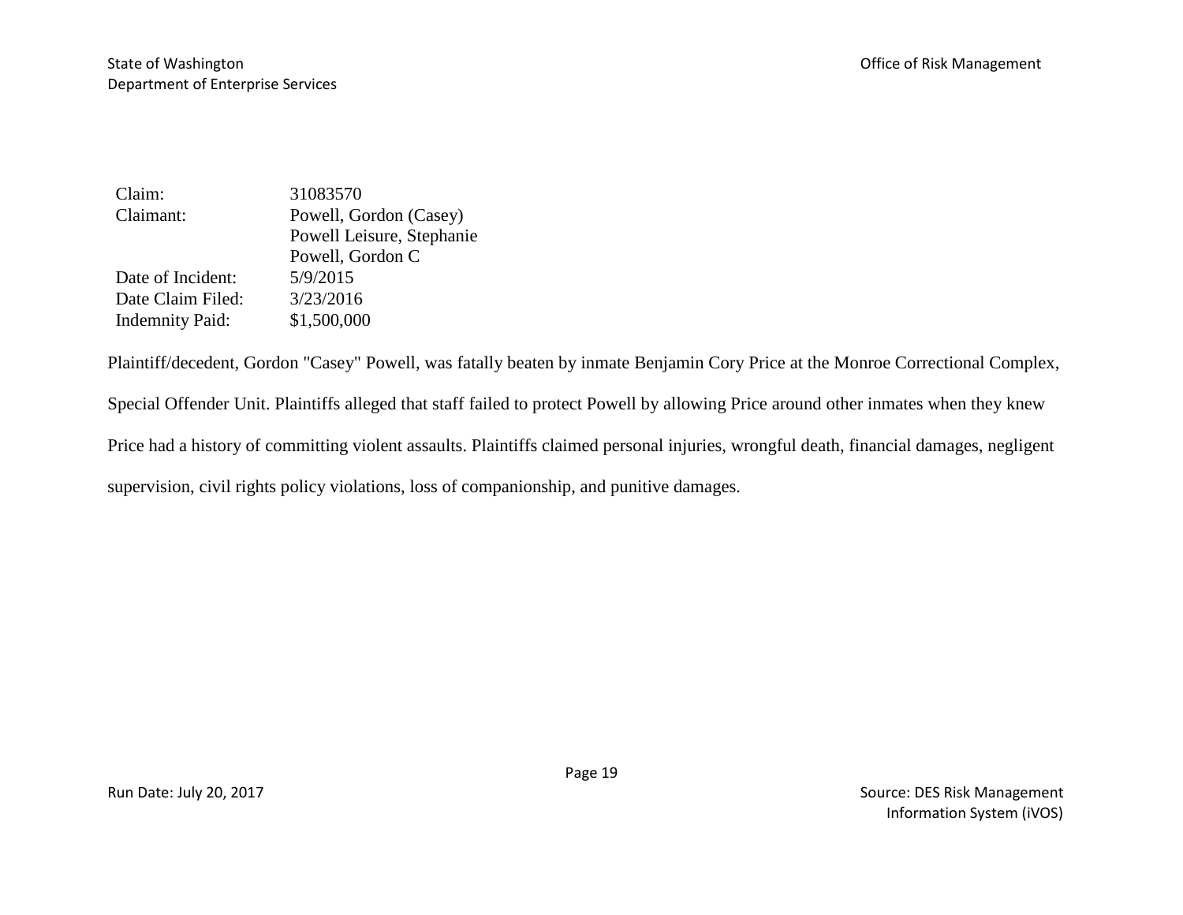| | |
|---|---|
| Claim: | 31083570 |
| Claimant: | Powell, Gordon (Casey) |
| | Powell Leisure, Stephanie |
| | Powell, Gordon C |
| Date of Incident: | 5/9/2015 |
| Date Claim Filed: | 3/23/2016 |
| Indemnity Paid: | $1,500,000 |

Plaintiff/decedent, Gordon "Casey" Powell, was fatally beaten by inmate Benjamin Cory Price at the Monroe Correctional Complex, Special Offender Unit. Plaintiffs alleged that staff failed to protect Powell by allowing Price around other inmates when they knew Price had a history of committing violent assaults. Plaintiffs claimed personal injuries, wrongful death, financial damages, negligent supervision, civil rights policy violations, loss of companionship, and punitive damages.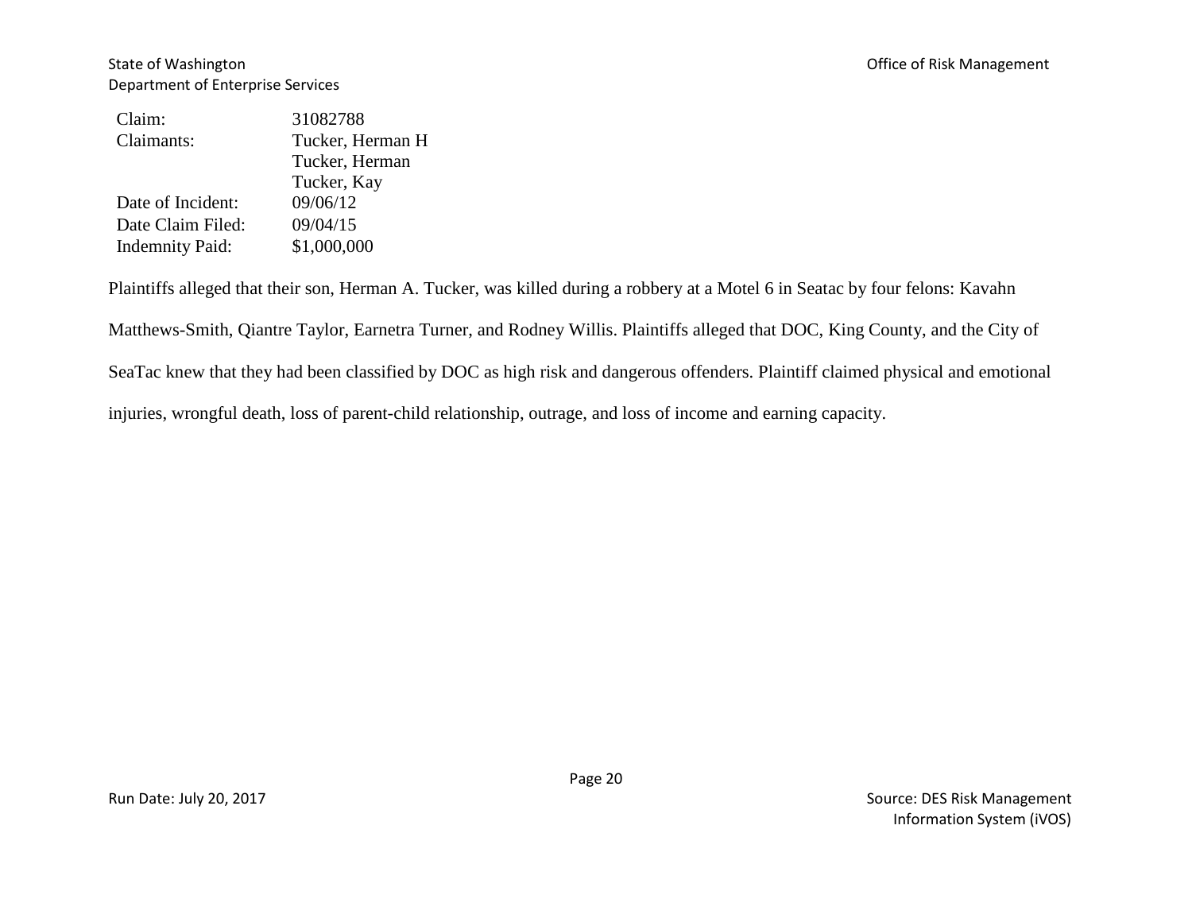| | |
|---|---|
| Claim: | 31082788 |
| Claimants: | Tucker, Herman H<br>Tucker, Herman<br>Tucker, Kay |
| Date of Incident: | 09/06/12 |
| Date Claim Filed: | 09/04/15 |
| Indemnity Paid: | $1,000,000 |

Plaintiffs alleged that their son, Herman A. Tucker, was killed during a robbery at a Motel 6 in Seatac by four felons: Kavahn Matthews-Smith, Qiantre Taylor, Earnetra Turner, and Rodney Willis. Plaintiffs alleged that DOC, King County, and the City of SeaTac knew that they had been classified by DOC as high risk and dangerous offenders. Plaintiff claimed physical and emotional injuries, wrongful death, loss of parent-child relationship, outrage, and loss of income and earning capacity.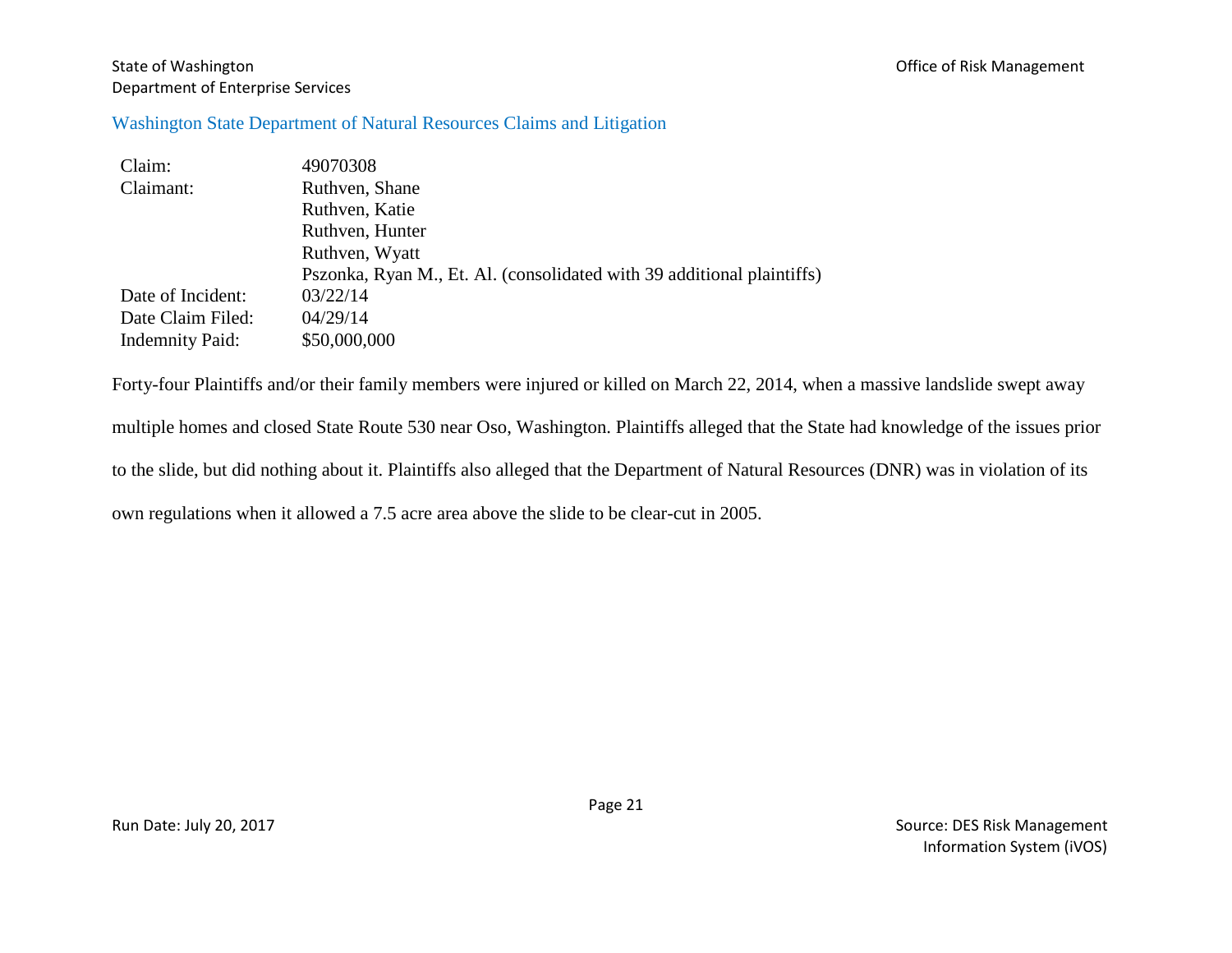## Washington State Department of Natural Resources Claims and Litigation

| | |
|---|---|
| Claim: | 49070308 |
| Claimant: | Ruthven, Shane<br>Ruthven, Katie<br>Ruthven, Hunter<br>Ruthven, Wyatt<br>Pszonka, Ryan M., Et. Al. (consolidated with 39 additional plaintiffs) |
| Date of Incident: | 03/22/14 |
| Date Claim Filed: | 04/29/14 |
| Indemnity Paid: | $50,000,000 |

Forty-four Plaintiffs and/or their family members were injured or killed on March 22, 2014, when a massive landslide swept away multiple homes and closed State Route 530 near Oso, Washington. Plaintiffs alleged that the State had knowledge of the issues prior to the slide, but did nothing about it. Plaintiffs also alleged that the Department of Natural Resources (DNR) was in violation of its own regulations when it allowed a 7.5 acre area above the slide to be clear-cut in 2005.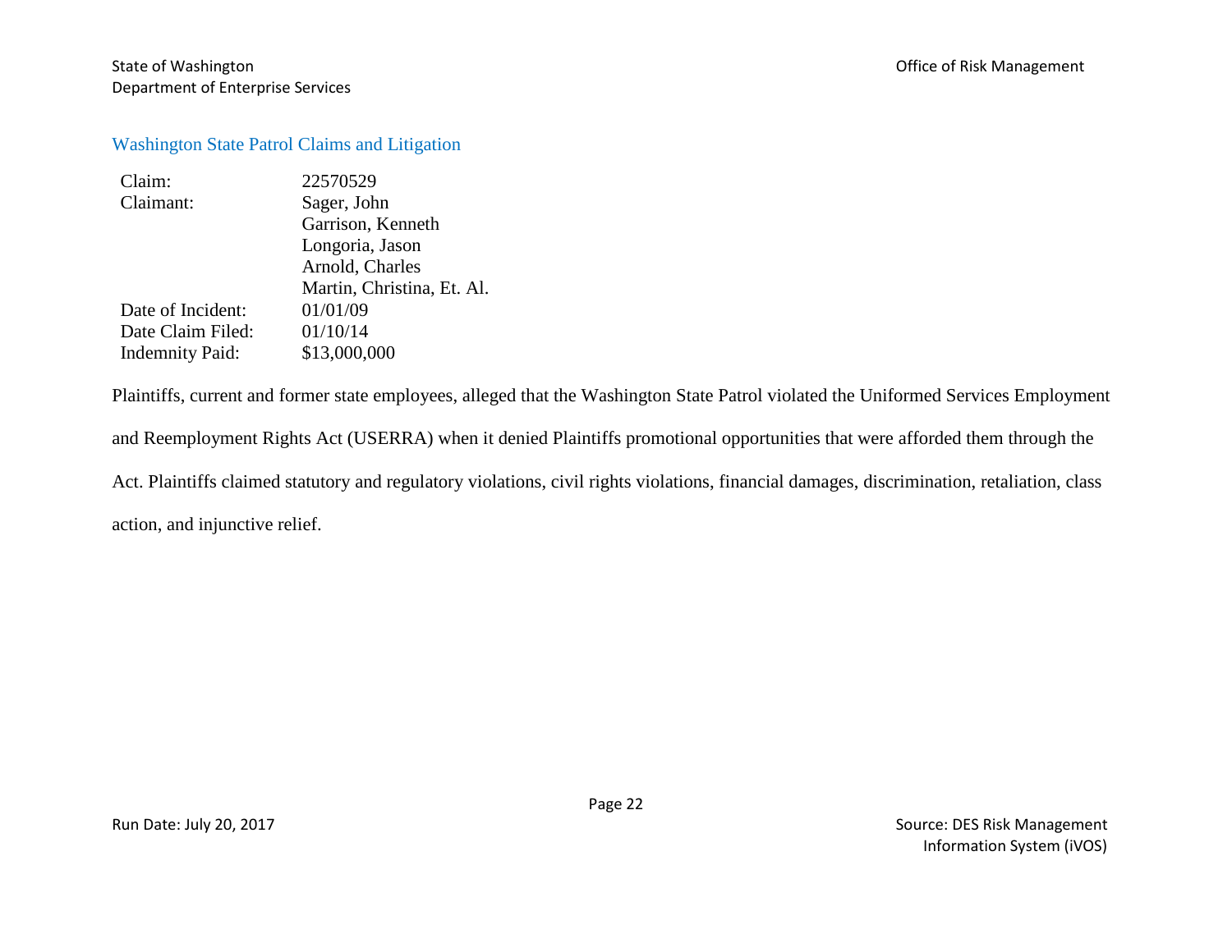## Washington State Patrol Claims and Litigation

| Claim: | 22570529 |
|---|---|
| Claimant: | Sager, John<br>Garrison, Kenneth<br>Longoria, Jason<br>Arnold, Charles<br>Martin, Christina, Et. Al. |
| Date of Incident: | 01/01/09 |
| Date Claim Filed: | 01/10/14 |
| Indemnity Paid: | $13,000,000 |

Plaintiffs, current and former state employees, alleged that the Washington State Patrol violated the Uniformed Services Employment and Reemployment Rights Act (USERRA) when it denied Plaintiffs promotional opportunities that were afforded them through the Act. Plaintiffs claimed statutory and regulatory violations, civil rights violations, financial damages, discrimination, retaliation, class action, and injunctive relief.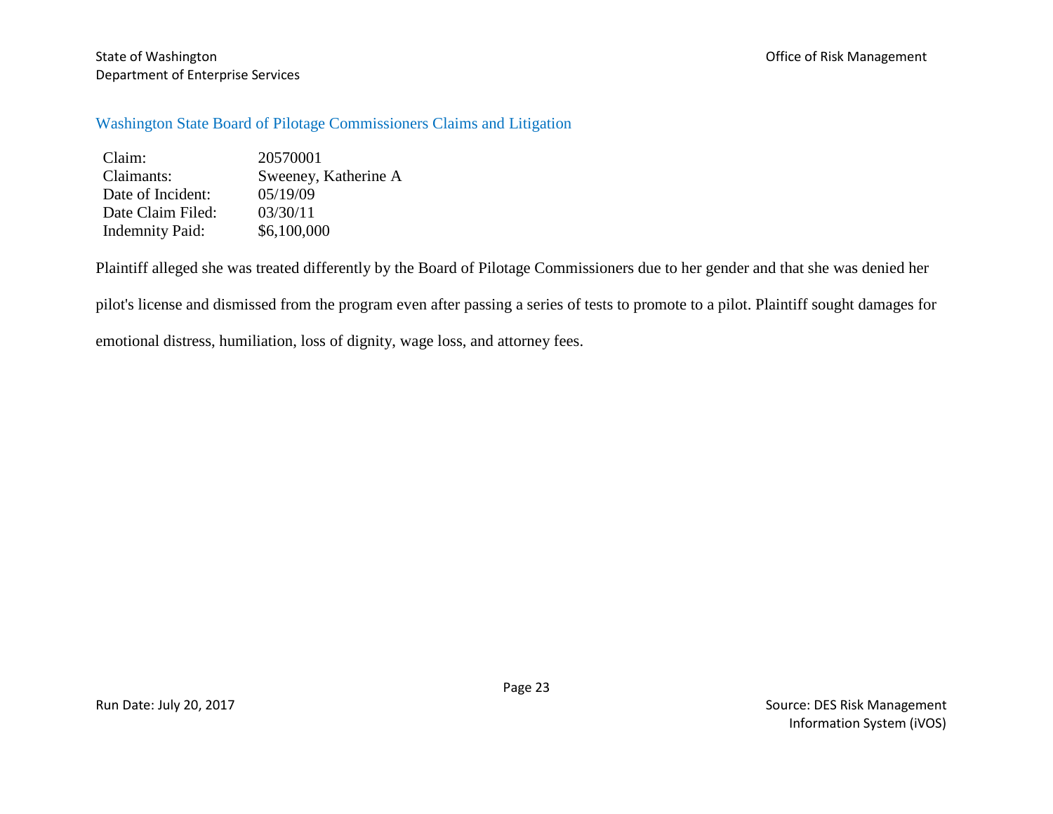## Washington State Board of Pilotage Commissioners Claims and Litigation

| | |
|---|---|
| Claim: | 20570001 |
| Claimants: | Sweeney, Katherine A |
| Date of Incident: | 05/19/09 |
| Date Claim Filed: | 03/30/11 |
| Indemnity Paid: | $6,100,000 |

Plaintiff alleged she was treated differently by the Board of Pilotage Commissioners due to her gender and that she was denied her pilot's license and dismissed from the program even after passing a series of tests to promote to a pilot. Plaintiff sought damages for emotional distress, humiliation, loss of dignity, wage loss, and attorney fees.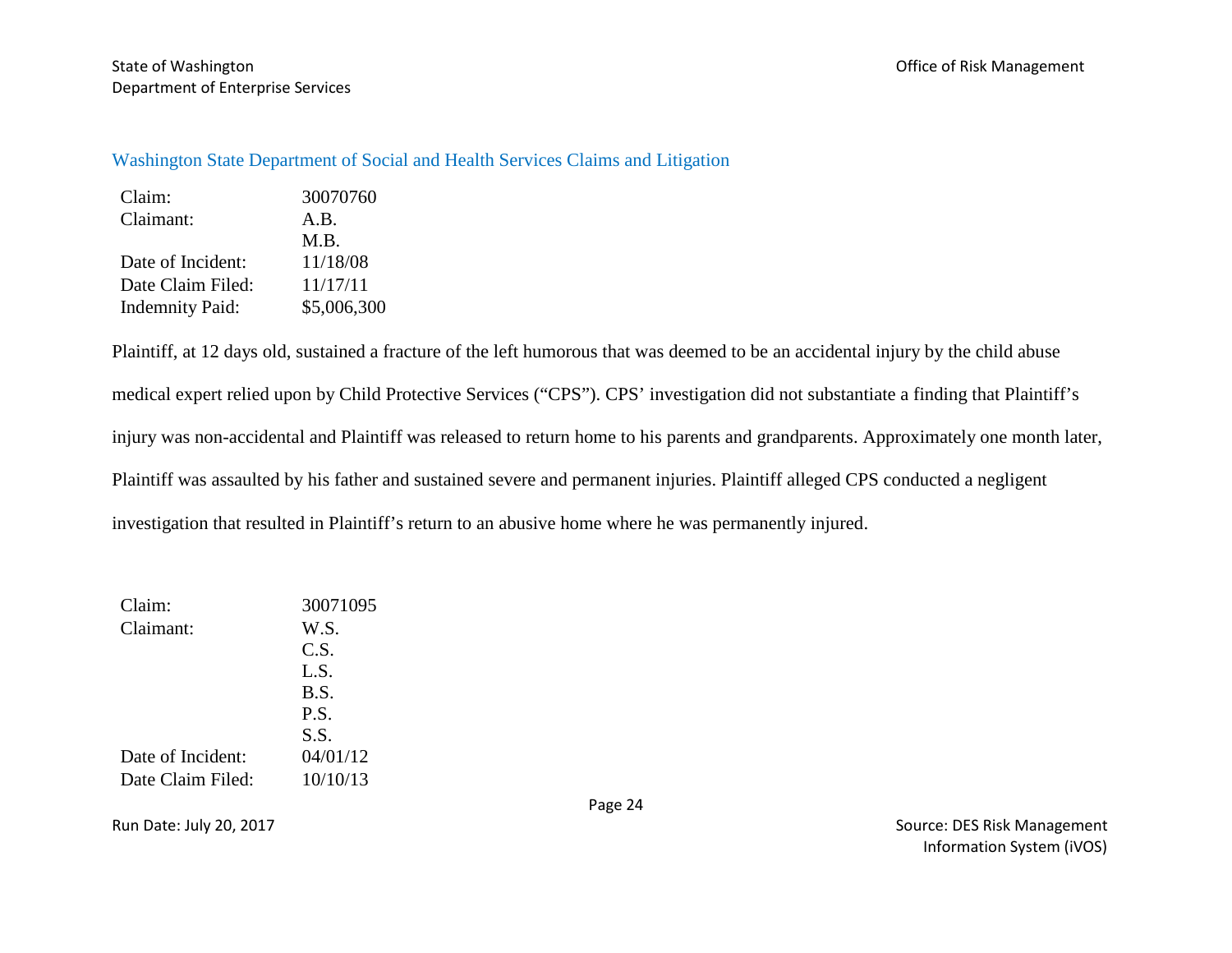## Washington State Department of Social and Health Services Claims and Litigation

| | |
|---|---|
| Claim: | 30070760 |
| Claimant: | A.B. |
| | M.B. |
| Date of Incident: | 11/18/08 |
| Date Claim Filed: | 11/17/11 |
| Indemnity Paid: | $5,006,300 |

Plaintiff, at 12 days old, sustained a fracture of the left humorous that was deemed to be an accidental injury by the child abuse medical expert relied upon by Child Protective Services ("CPS"). CPS' investigation did not substantiate a finding that Plaintiff's injury was non-accidental and Plaintiff was released to return home to his parents and grandparents. Approximately one month later, Plaintiff was assaulted by his father and sustained severe and permanent injuries. Plaintiff alleged CPS conducted a negligent investigation that resulted in Plaintiff's return to an abusive home where he was permanently injured.

| | |
|---|---|
| Claim: | 30071095 |
| Claimant: | W.S. |
| | C.S. |
| | L.S. |
| | B.S. |
| | P.S. |
| | S.S. |
| Date of Incident: | 04/01/12 |
| Date Claim Filed: | 10/10/13 |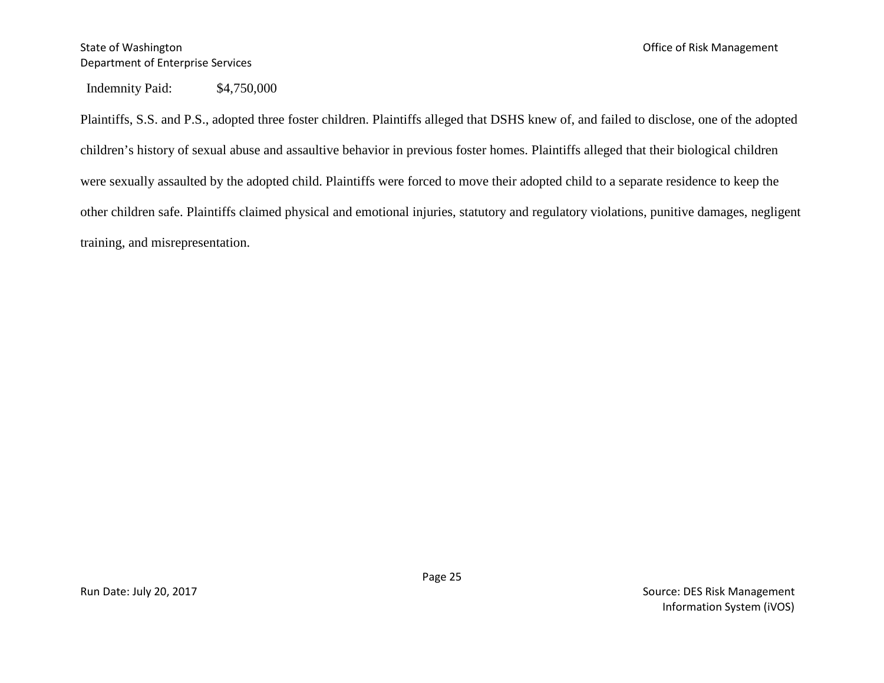Indemnity Paid: $4,750,000

Plaintiffs, S.S. and P.S., adopted three foster children. Plaintiffs alleged that DSHS knew of, and failed to disclose, one of the adopted children's history of sexual abuse and assaultive behavior in previous foster homes. Plaintiffs alleged that their biological children were sexually assaulted by the adopted child. Plaintiffs were forced to move their adopted child to a separate residence to keep the other children safe. Plaintiffs claimed physical and emotional injuries, statutory and regulatory violations, punitive damages, negligent training, and misrepresentation.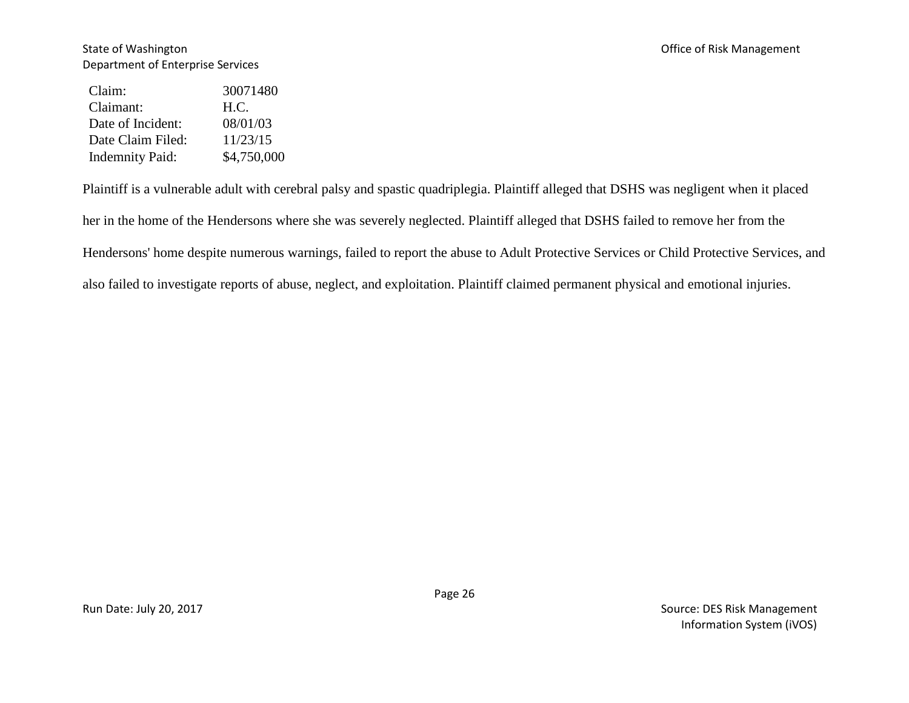| | |
|---|---|
| Claim: | 30071480 |
| Claimant: | H.C. |
| Date of Incident: | 08/01/03 |
| Date Claim Filed: | 11/23/15 |
| Indemnity Paid: | $4,750,000 |

Plaintiff is a vulnerable adult with cerebral palsy and spastic quadriplegia. Plaintiff alleged that DSHS was negligent when it placed her in the home of the Hendersons where she was severely neglected. Plaintiff alleged that DSHS failed to remove her from the Hendersons' home despite numerous warnings, failed to report the abuse to Adult Protective Services or Child Protective Services, and also failed to investigate reports of abuse, neglect, and exploitation. Plaintiff claimed permanent physical and emotional injuries.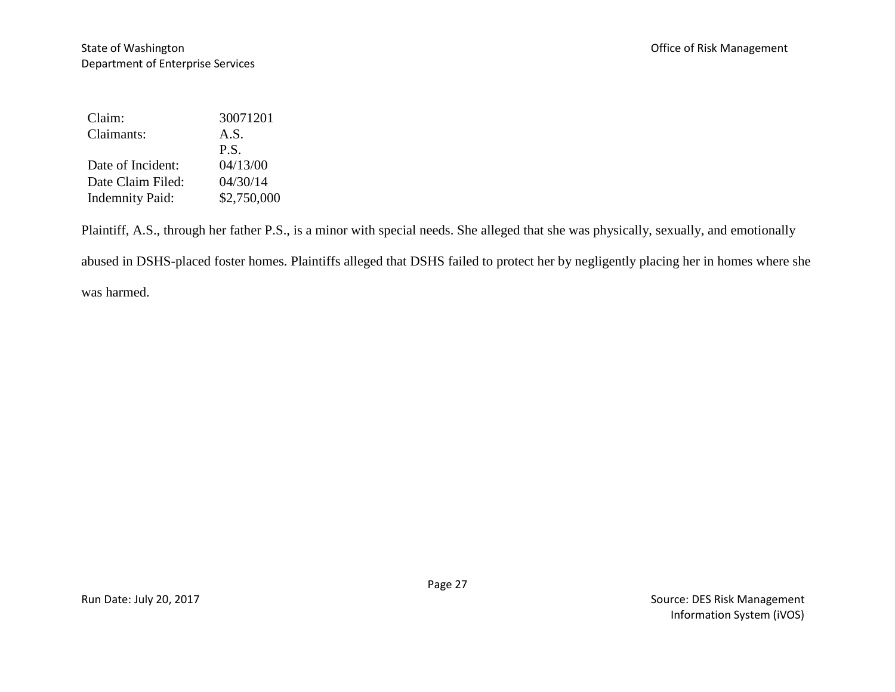| Claim: | 30071201 |
| --- | --- |
| Claimants: | A.S. |
| | P.S. |
| Date of Incident: | 04/13/00 |
| Date Claim Filed: | 04/30/14 |
| Indemnity Paid: | $2,750,000 |

Plaintiff, A.S., through her father P.S., is a minor with special needs. She alleged that she was physically, sexually, and emotionally abused in DSHS-placed foster homes. Plaintiffs alleged that DSHS failed to protect her by negligently placing her in homes where she was harmed.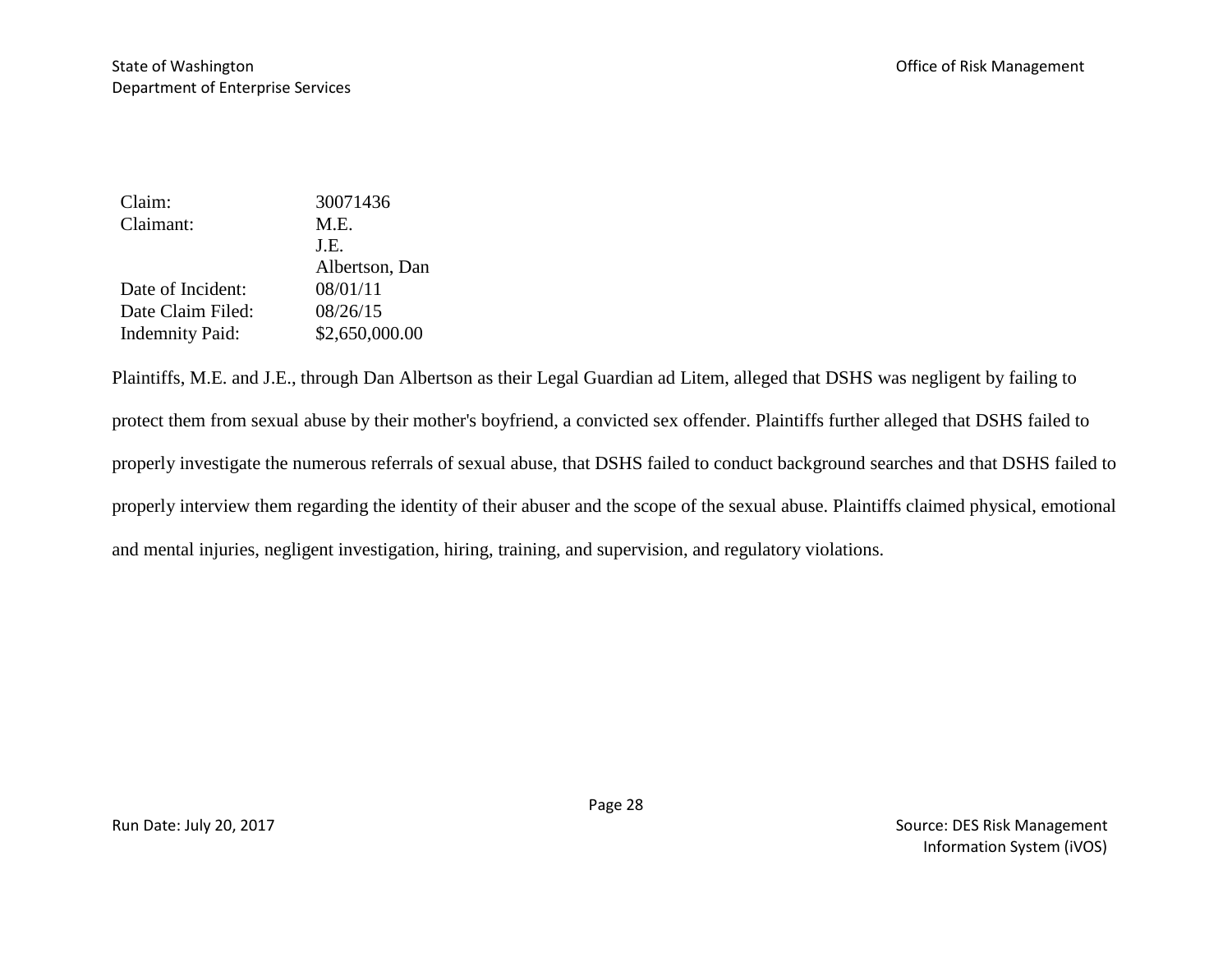| | |
|---|---|
| Claim: | 30071436 |
| Claimant: | M.E. |
| | J.E. |
| | Albertson, Dan |
| Date of Incident: | 08/01/11 |
| Date Claim Filed: | 08/26/15 |
| Indemnity Paid: | $2,650,000.00 |

Plaintiffs, M.E. and J.E., through Dan Albertson as their Legal Guardian ad Litem, alleged that DSHS was negligent by failing to protect them from sexual abuse by their mother's boyfriend, a convicted sex offender. Plaintiffs further alleged that DSHS failed to properly investigate the numerous referrals of sexual abuse, that DSHS failed to conduct background searches and that DSHS failed to properly interview them regarding the identity of their abuser and the scope of the sexual abuse. Plaintiffs claimed physical, emotional and mental injuries, negligent investigation, hiring, training, and supervision, and regulatory violations.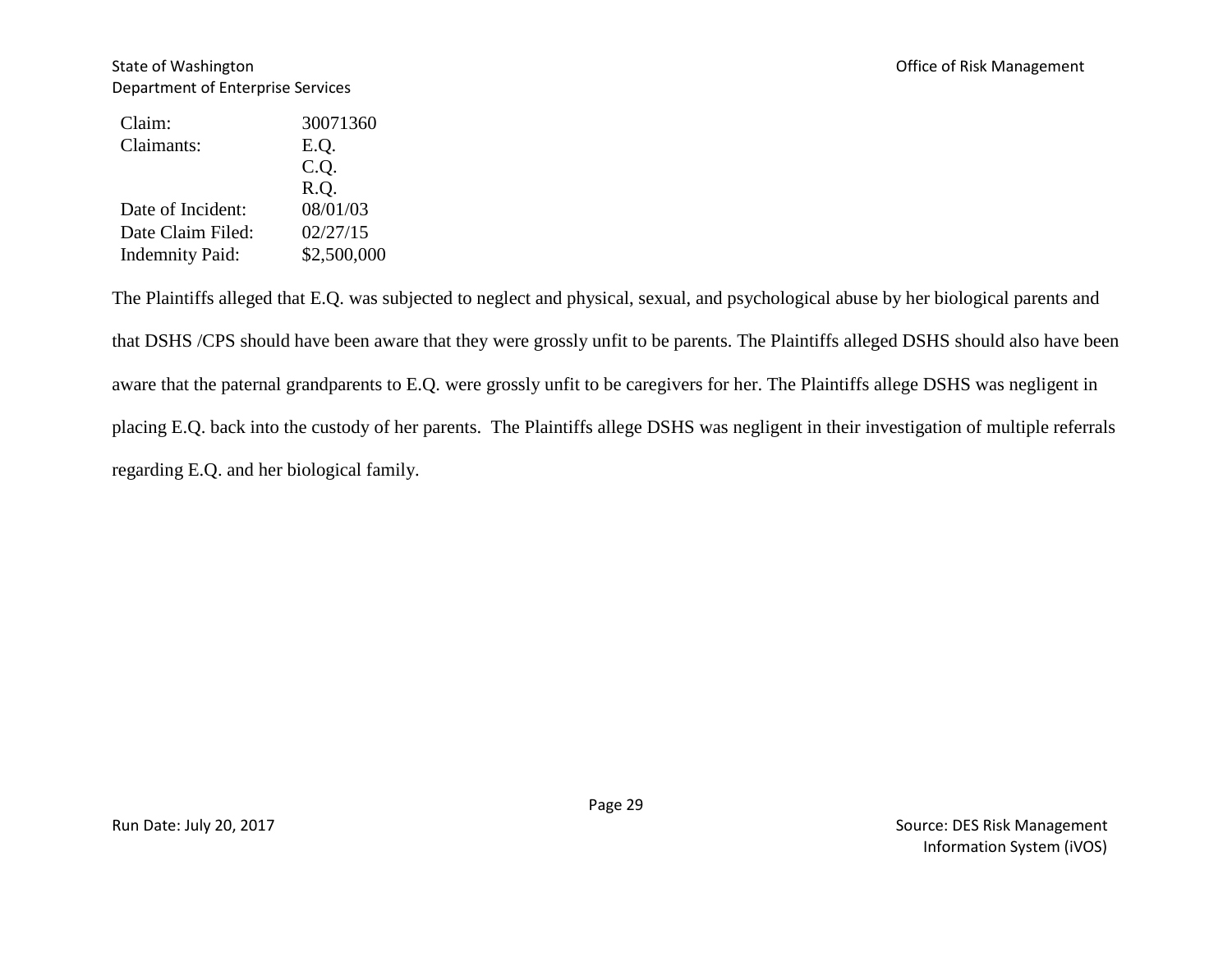| | |
|---|---|
| Claim: | 30071360 |
| Claimants: | E.Q.<br>C.Q.<br>R.Q. |
| Date of Incident: | 08/01/03 |
| Date Claim Filed: | 02/27/15 |
| Indemnity Paid: | $2,500,000 |

The Plaintiffs alleged that E.Q. was subjected to neglect and physical, sexual, and psychological abuse by her biological parents and that DSHS /CPS should have been aware that they were grossly unfit to be parents. The Plaintiffs alleged DSHS should also have been aware that the paternal grandparents to E.Q. were grossly unfit to be caregivers for her. The Plaintiffs allege DSHS was negligent in placing E.Q. back into the custody of her parents. The Plaintiffs allege DSHS was negligent in their investigation of multiple referrals regarding E.Q. and her biological family.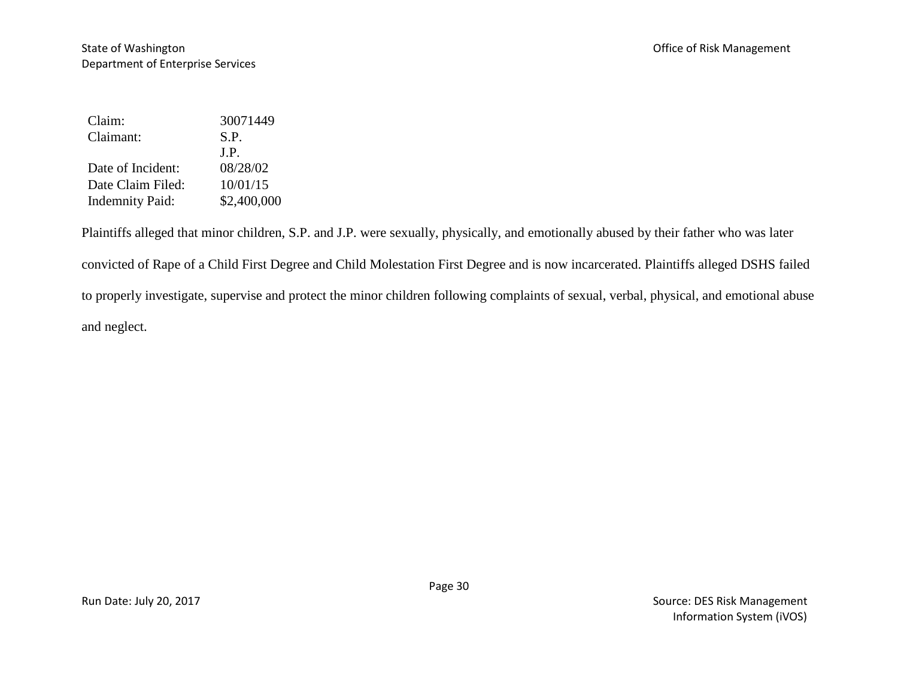| | |
|---|---|
| Claim: | 30071449 |
| Claimant: | S.P. |
| | J.P. |
| Date of Incident: | 08/28/02 |
| Date Claim Filed: | 10/01/15 |
| Indemnity Paid: | $2,400,000 |

Plaintiffs alleged that minor children, S.P. and J.P. were sexually, physically, and emotionally abused by their father who was later convicted of Rape of a Child First Degree and Child Molestation First Degree and is now incarcerated. Plaintiffs alleged DSHS failed to properly investigate, supervise and protect the minor children following complaints of sexual, verbal, physical, and emotional abuse and neglect.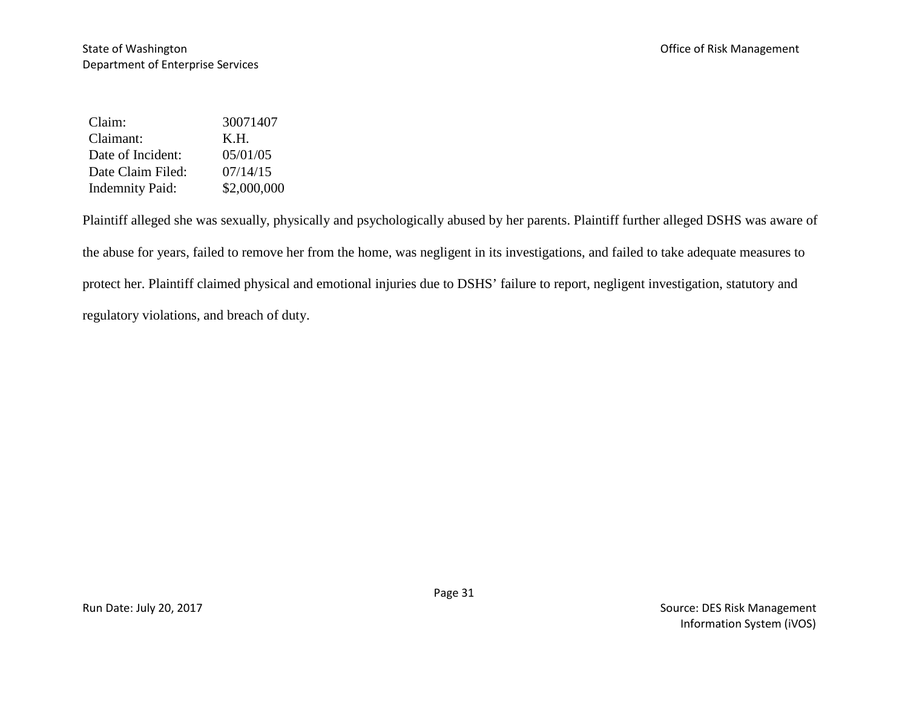| Claim: | 30071407 |
| --- | --- |
| Claimant: | K.H. |
| Date of Incident: | 05/01/05 |
| Date Claim Filed: | 07/14/15 |
| Indemnity Paid: | $2,000,000 |

Plaintiff alleged she was sexually, physically and psychologically abused by her parents. Plaintiff further alleged DSHS was aware of the abuse for years, failed to remove her from the home, was negligent in its investigations, and failed to take adequate measures to protect her. Plaintiff claimed physical and emotional injuries due to DSHS' failure to report, negligent investigation, statutory and regulatory violations, and breach of duty.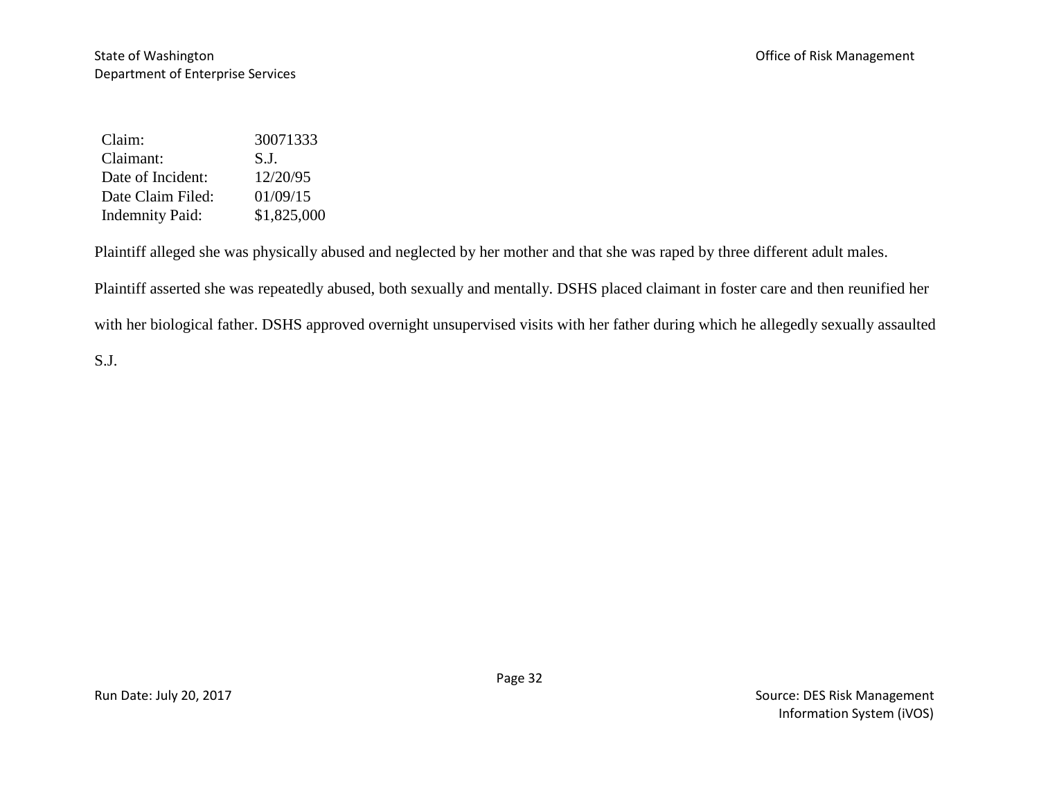| Claim: | 30071333 |
| --- | --- |
| Claimant: | S.J. |
| Date of Incident: | 12/20/95 |
| Date Claim Filed: | 01/09/15 |
| Indemnity Paid: | $1,825,000 |

Plaintiff alleged she was physically abused and neglected by her mother and that she was raped by three different adult males.

Plaintiff asserted she was repeatedly abused, both sexually and mentally. DSHS placed claimant in foster care and then reunified her with her biological father. DSHS approved overnight unsupervised visits with her father during which he allegedly sexually assaulted S.J.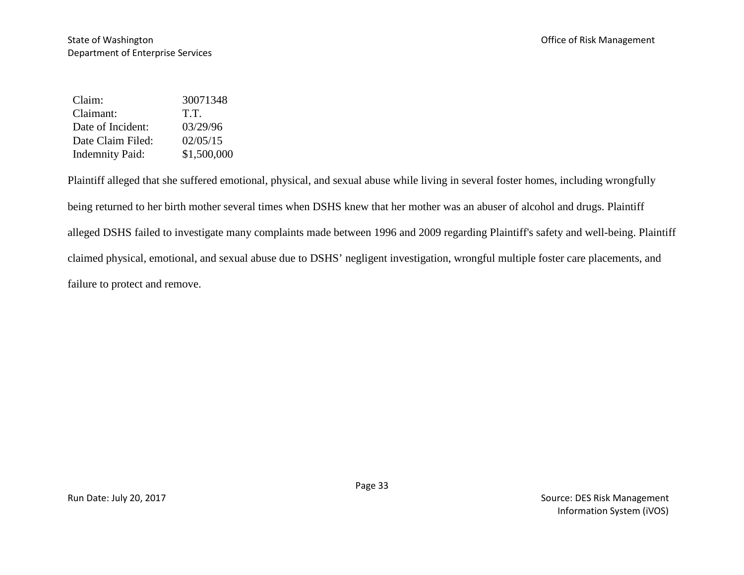| Claim: | 30071348 |
| --- | --- |
| Claimant: | T.T. |
| Date of Incident: | 03/29/96 |
| Date Claim Filed: | 02/05/15 |
| Indemnity Paid: | $1,500,000 |

Plaintiff alleged that she suffered emotional, physical, and sexual abuse while living in several foster homes, including wrongfully being returned to her birth mother several times when DSHS knew that her mother was an abuser of alcohol and drugs. Plaintiff alleged DSHS failed to investigate many complaints made between 1996 and 2009 regarding Plaintiff's safety and well-being. Plaintiff claimed physical, emotional, and sexual abuse due to DSHS' negligent investigation, wrongful multiple foster care placements, and failure to protect and remove.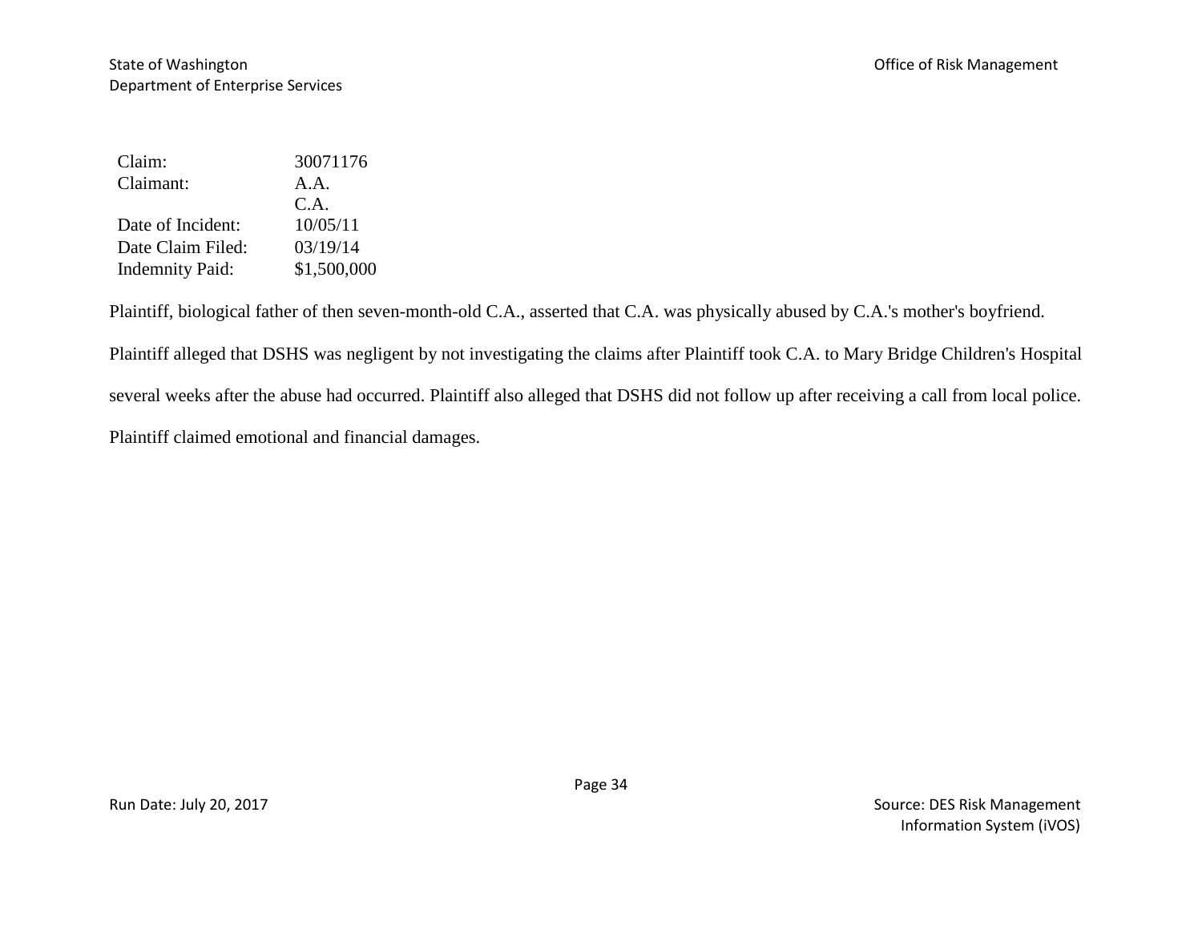| Claim: | 30071176 |
|---|---|
| Claimant: | A.A. |
| | C.A. |
| Date of Incident: | 10/05/11 |
| Date Claim Filed: | 03/19/14 |
| Indemnity Paid: | $1,500,000 |

Plaintiff, biological father of then seven-month-old C.A., asserted that C.A. was physically abused by C.A.'s mother's boyfriend. Plaintiff alleged that DSHS was negligent by not investigating the claims after Plaintiff took C.A. to Mary Bridge Children's Hospital several weeks after the abuse had occurred. Plaintiff also alleged that DSHS did not follow up after receiving a call from local police. Plaintiff claimed emotional and financial damages.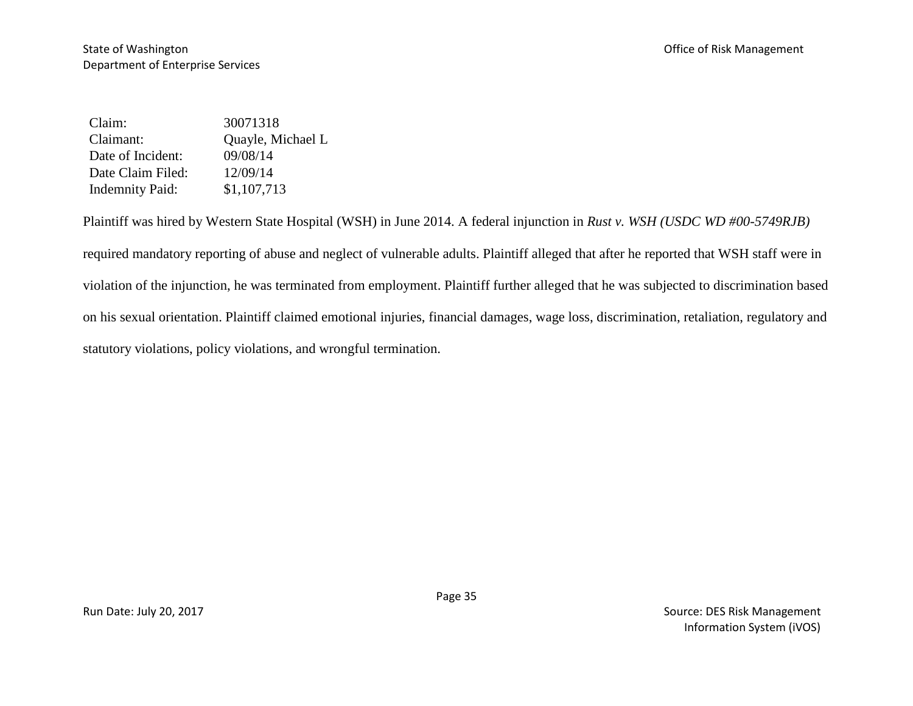| Claim: | 30071318 |
| --- | --- |
| Claimant: | Quayle, Michael L |
| Date of Incident: | 09/08/14 |
| Date Claim Filed: | 12/09/14 |
| Indemnity Paid: | $1,107,713 |

Plaintiff was hired by Western State Hospital (WSH) in June 2014. A federal injunction in *Rust v. WSH (USDC WD #00-5749RJB)* required mandatory reporting of abuse and neglect of vulnerable adults. Plaintiff alleged that after he reported that WSH staff were in violation of the injunction, he was terminated from employment. Plaintiff further alleged that he was subjected to discrimination based on his sexual orientation. Plaintiff claimed emotional injuries, financial damages, wage loss, discrimination, retaliation, regulatory and statutory violations, policy violations, and wrongful termination.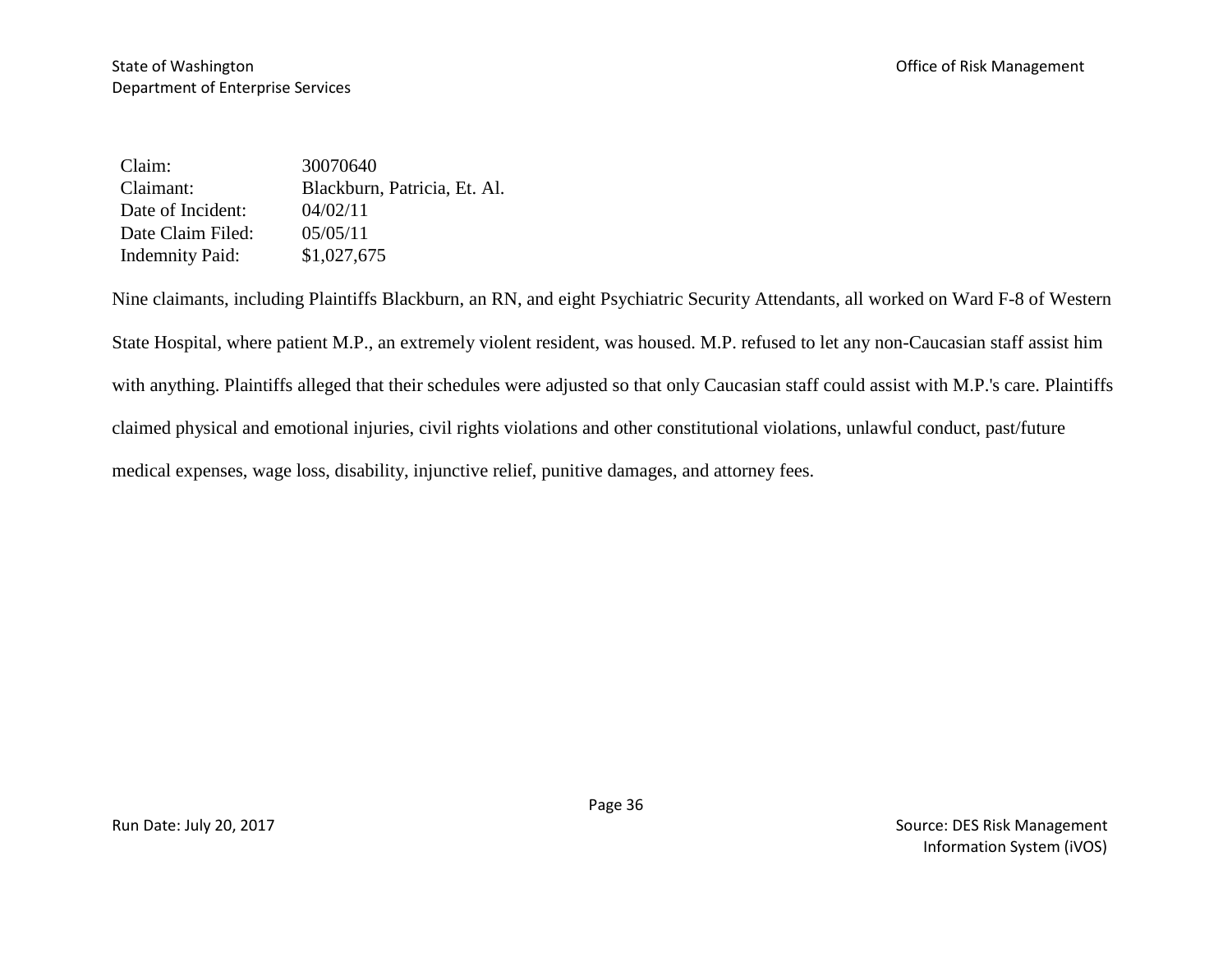| Claim: | 30070640 |
|---|---|
| Claimant: | Blackburn, Patricia, Et. Al. |
| Date of Incident: | 04/02/11 |
| Date Claim Filed: | 05/05/11 |
| Indemnity Paid: | $1,027,675 |

Nine claimants, including Plaintiffs Blackburn, an RN, and eight Psychiatric Security Attendants, all worked on Ward F-8 of Western State Hospital, where patient M.P., an extremely violent resident, was housed. M.P. refused to let any non-Caucasian staff assist him with anything. Plaintiffs alleged that their schedules were adjusted so that only Caucasian staff could assist with M.P.'s care. Plaintiffs claimed physical and emotional injuries, civil rights violations and other constitutional violations, unlawful conduct, past/future medical expenses, wage loss, disability, injunctive relief, punitive damages, and attorney fees.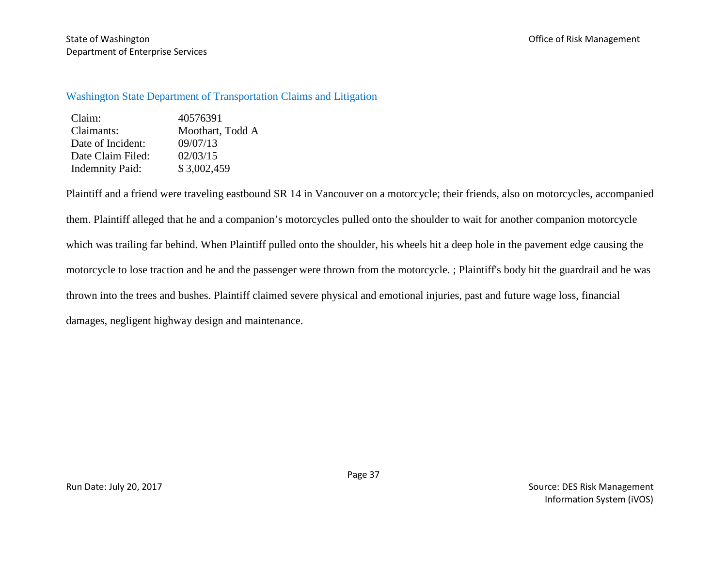## Washington State Department of Transportation Claims and Litigation

| | |
|---|---|
| Claim: | 40576391 |
| Claimants: | Moothart, Todd A |
| Date of Incident: | 09/07/13 |
| Date Claim Filed: | 02/03/15 |
| Indemnity Paid: | $ 3,002,459 |

Plaintiff and a friend were traveling eastbound SR 14 in Vancouver on a motorcycle; their friends, also on motorcycles, accompanied them. Plaintiff alleged that he and a companion's motorcycles pulled onto the shoulder to wait for another companion motorcycle which was trailing far behind. When Plaintiff pulled onto the shoulder, his wheels hit a deep hole in the pavement edge causing the motorcycle to lose traction and he and the passenger were thrown from the motorcycle. ; Plaintiff's body hit the guardrail and he was thrown into the trees and bushes. Plaintiff claimed severe physical and emotional injuries, past and future wage loss, financial damages, negligent highway design and maintenance.